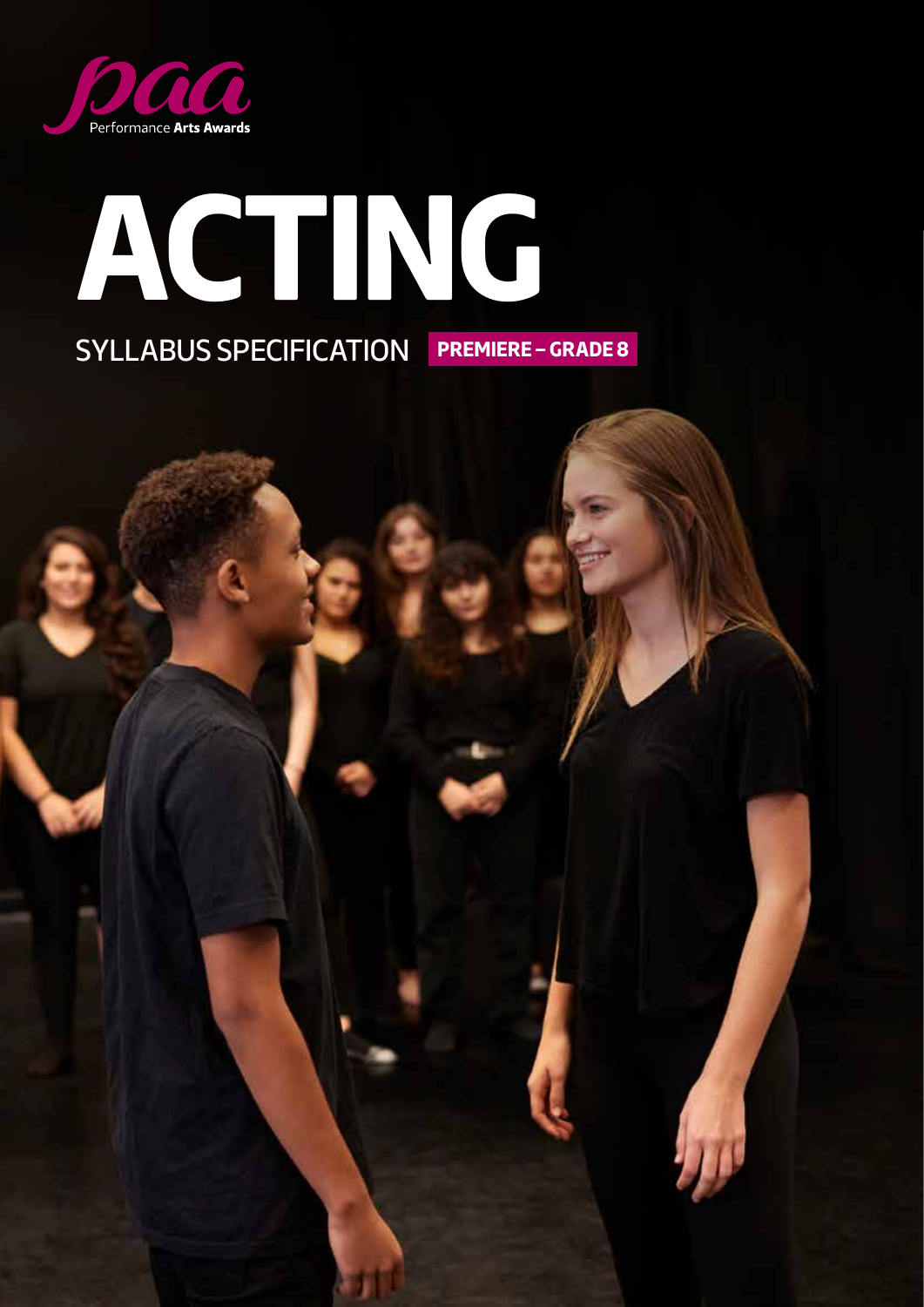paa Performance Arts Awards

# ACTING

SYLLABUS SPECIFICATION **PREMIERE – GRADE 8**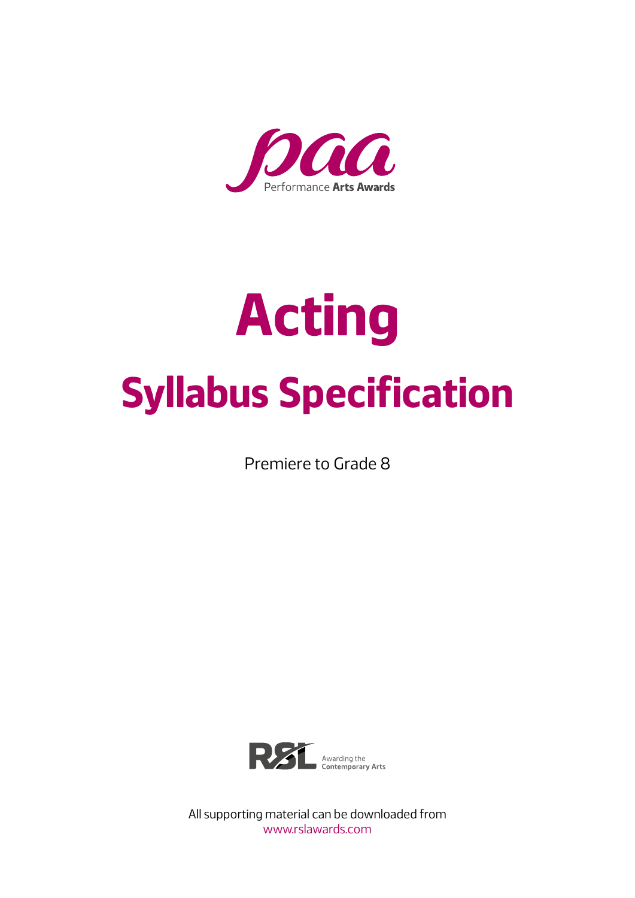Performance Arts Awards

# Acting

## Syllabus Specification

Premiere to Grade 8

RSL Awarding the Contemporary Arts

All supporting material can be downloaded from
www.rslawards.com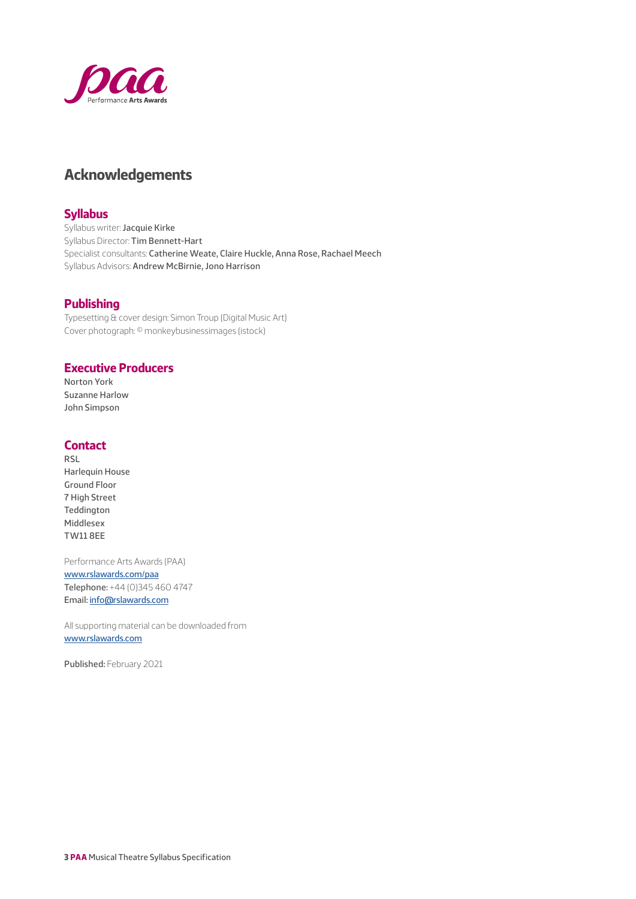# Acknowledgements

## Syllabus

Syllabus writer: **Jacquie Kirke**
Syllabus Director: **Tim Bennett-Hart**
Specialist consultants: **Catherine Weate, Claire Huckle, Anna Rose, Rachael Meech**
Syllabus Advisors: **Andrew McBirnie, Jono Harrison**

## Publishing

Typesetting & cover design: Simon Troup (Digital Music Art)
Cover photograph: © monkeybusinessimages (istock)

## Executive Producers

Norton York
Suzanne Harlow
John Simpson

## Contact

RSL
Harlequin House
Ground Floor
7 High Street
Teddington
Middlesex
TW11 8EE

Performance Arts Awards (PAA)
www.rslawards.com/paa
**Telephone:** +44 (0)345 460 4747
**Email:** info@rslawards.com

All supporting material can be downloaded from
www.rslawards.com

**Published:** February 2021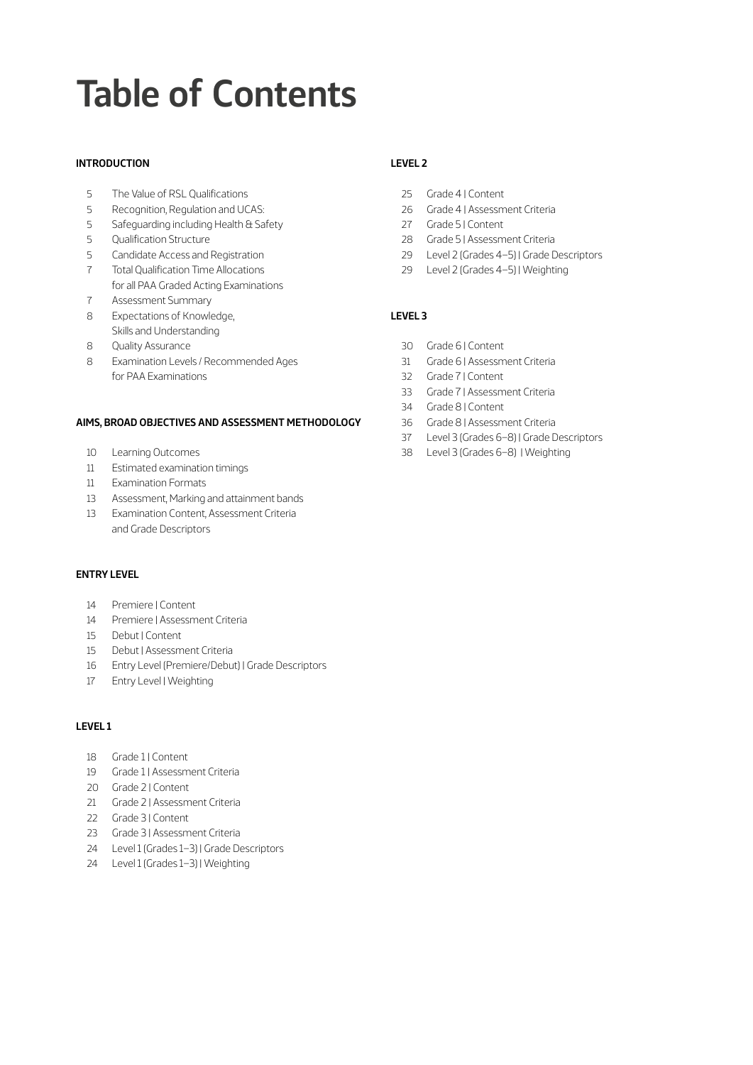# Table of Contents

**INTRODUCTION**

- 5 The Value of RSL Qualifications
- 5 Recognition, Regulation and UCAS:
- 5 Safeguarding including Health & Safety
- 5 Qualification Structure
- 5 Candidate Access and Registration
- 7 Total Qualification Time Allocations for all PAA Graded Acting Examinations
- 7 Assessment Summary
- 8 Expectations of Knowledge, Skills and Understanding
- 8 Quality Assurance
- 8 Examination Levels / Recommended Ages for PAA Examinations

**AIMS, BROAD OBJECTIVES AND ASSESSMENT METHODOLOGY**

- 10 Learning Outcomes
- 11 Estimated examination timings
- 11 Examination Formats
- 13 Assessment, Marking and attainment bands
- 13 Examination Content, Assessment Criteria and Grade Descriptors

**ENTRY LEVEL**

- 14 Premiere | Content
- 14 Premiere | Assessment Criteria
- 15 Debut | Content
- 15 Debut | Assessment Criteria
- 16 Entry Level (Premiere/Debut) | Grade Descriptors
- 17 Entry Level | Weighting

**LEVEL 1**

- 18 Grade 1 | Content
- 19 Grade 1 | Assessment Criteria
- 20 Grade 2 | Content
- 21 Grade 2 | Assessment Criteria
- 22 Grade 3 | Content
- 23 Grade 3 | Assessment Criteria
- 24 Level 1 (Grades 1–3) | Grade Descriptors
- 24 Level 1 (Grades 1–3) | Weighting

**LEVEL 2**

- 25 Grade 4 | Content
- 26 Grade 4 | Assessment Criteria
- 27 Grade 5 | Content
- 28 Grade 5 | Assessment Criteria
- 29 Level 2 (Grades 4–5) | Grade Descriptors
- 29 Level 2 (Grades 4–5) | Weighting

**LEVEL 3**

- 30 Grade 6 | Content
- 31 Grade 6 | Assessment Criteria
- 32 Grade 7 | Content
- 33 Grade 7 | Assessment Criteria
- 34 Grade 8 | Content
- 36 Grade 8 | Assessment Criteria
- 37 Level 3 (Grades 6–8) | Grade Descriptors
- 38 Level 3 (Grades 6–8) | Weighting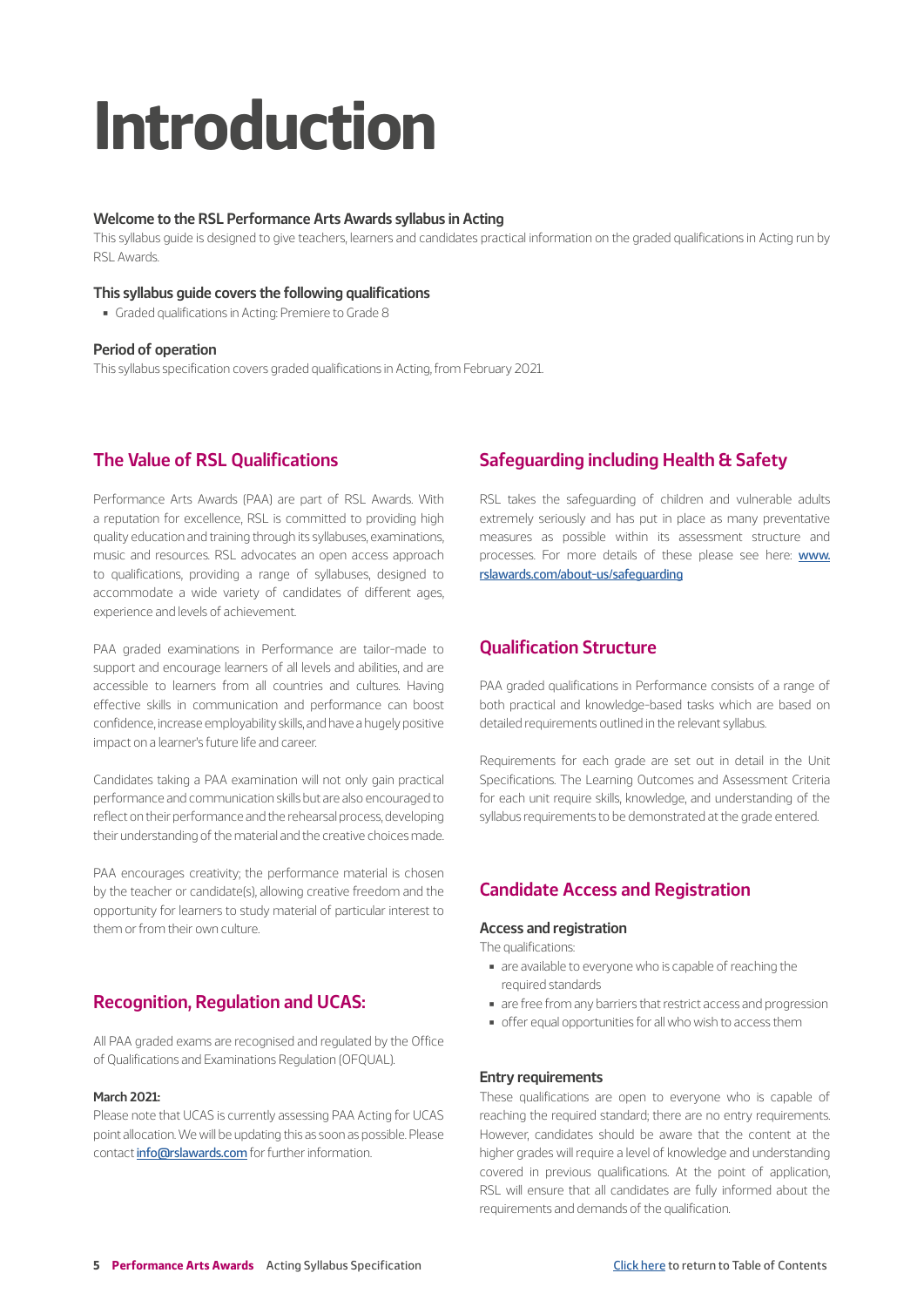# Introduction

### Welcome to the RSL Performance Arts Awards syllabus in Acting

This syllabus guide is designed to give teachers, learners and candidates practical information on the graded qualifications in Acting run by RSL Awards.

### This syllabus guide covers the following qualifications

- Graded qualifications in Acting: Premiere to Grade 8

### Period of operation

This syllabus specification covers graded qualifications in Acting, from February 2021.

## The Value of RSL Qualifications

Performance Arts Awards (PAA) are part of RSL Awards. With a reputation for excellence, RSL is committed to providing high quality education and training through its syllabuses, examinations, music and resources. RSL advocates an open access approach to qualifications, providing a range of syllabuses, designed to accommodate a wide variety of candidates of different ages, experience and levels of achievement.

PAA graded examinations in Performance are tailor-made to support and encourage learners of all levels and abilities, and are accessible to learners from all countries and cultures. Having effective skills in communication and performance can boost confidence, increase employability skills, and have a hugely positive impact on a learner's future life and career.

Candidates taking a PAA examination will not only gain practical performance and communication skills but are also encouraged to reflect on their performance and the rehearsal process, developing their understanding of the material and the creative choices made.

PAA encourages creativity; the performance material is chosen by the teacher or candidate(s), allowing creative freedom and the opportunity for learners to study material of particular interest to them or from their own culture.

## Recognition, Regulation and UCAS:

All PAA graded exams are recognised and regulated by the Office of Qualifications and Examinations Regulation (OFQUAL).

**March 2021:**

Please note that UCAS is currently assessing PAA Acting for UCAS point allocation. We will be updating this as soon as possible. Please contact info@rslawards.com for further information.

## Safeguarding including Health & Safety

RSL takes the safeguarding of children and vulnerable adults extremely seriously and has put in place as many preventative measures as possible within its assessment structure and processes. For more details of these please see here: www.rslawards.com/about-us/safeguarding

## Qualification Structure

PAA graded qualifications in Performance consists of a range of both practical and knowledge-based tasks which are based on detailed requirements outlined in the relevant syllabus.

Requirements for each grade are set out in detail in the Unit Specifications. The Learning Outcomes and Assessment Criteria for each unit require skills, knowledge, and understanding of the syllabus requirements to be demonstrated at the grade entered.

## Candidate Access and Registration

### Access and registration

The qualifications:

- are available to everyone who is capable of reaching the required standards
- are free from any barriers that restrict access and progression
- offer equal opportunities for all who wish to access them

### Entry requirements

These qualifications are open to everyone who is capable of reaching the required standard; there are no entry requirements. However, candidates should be aware that the content at the higher grades will require a level of knowledge and understanding covered in previous qualifications. At the point of application, RSL will ensure that all candidates are fully informed about the requirements and demands of the qualification.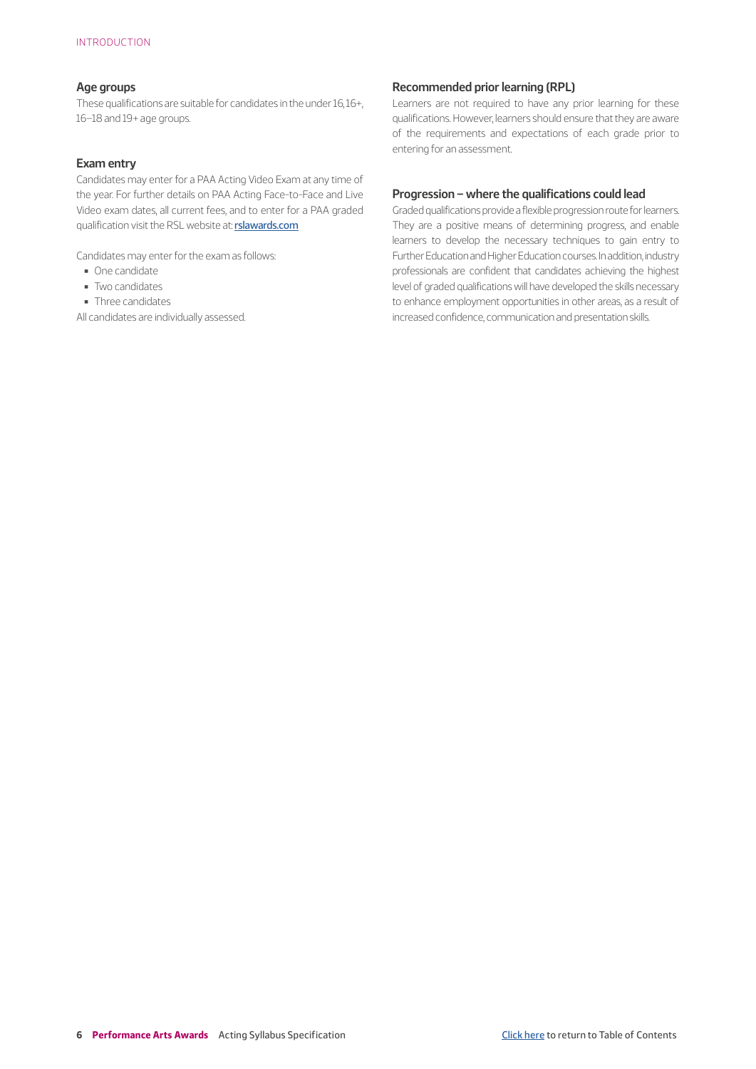### Age groups

These qualifications are suitable for candidates in the under 16, 16+, 16–18 and 19+ age groups.

### Exam entry

Candidates may enter for a PAA Acting Video Exam at any time of the year. For further details on PAA Acting Face-to-Face and Live Video exam dates, all current fees, and to enter for a PAA graded qualification visit the RSL website at: [rslawards.com](rslawards.com)

Candidates may enter for the exam as follows:

- One candidate
- Two candidates
- Three candidates

All candidates are individually assessed.

### Recommended prior learning (RPL)

Learners are not required to have any prior learning for these qualifications. However, learners should ensure that they are aware of the requirements and expectations of each grade prior to entering for an assessment.

### Progression – where the qualifications could lead

Graded qualifications provide a flexible progression route for learners. They are a positive means of determining progress, and enable learners to develop the necessary techniques to gain entry to Further Education and Higher Education courses. In addition, industry professionals are confident that candidates achieving the highest level of graded qualifications will have developed the skills necessary to enhance employment opportunities in other areas, as a result of increased confidence, communication and presentation skills.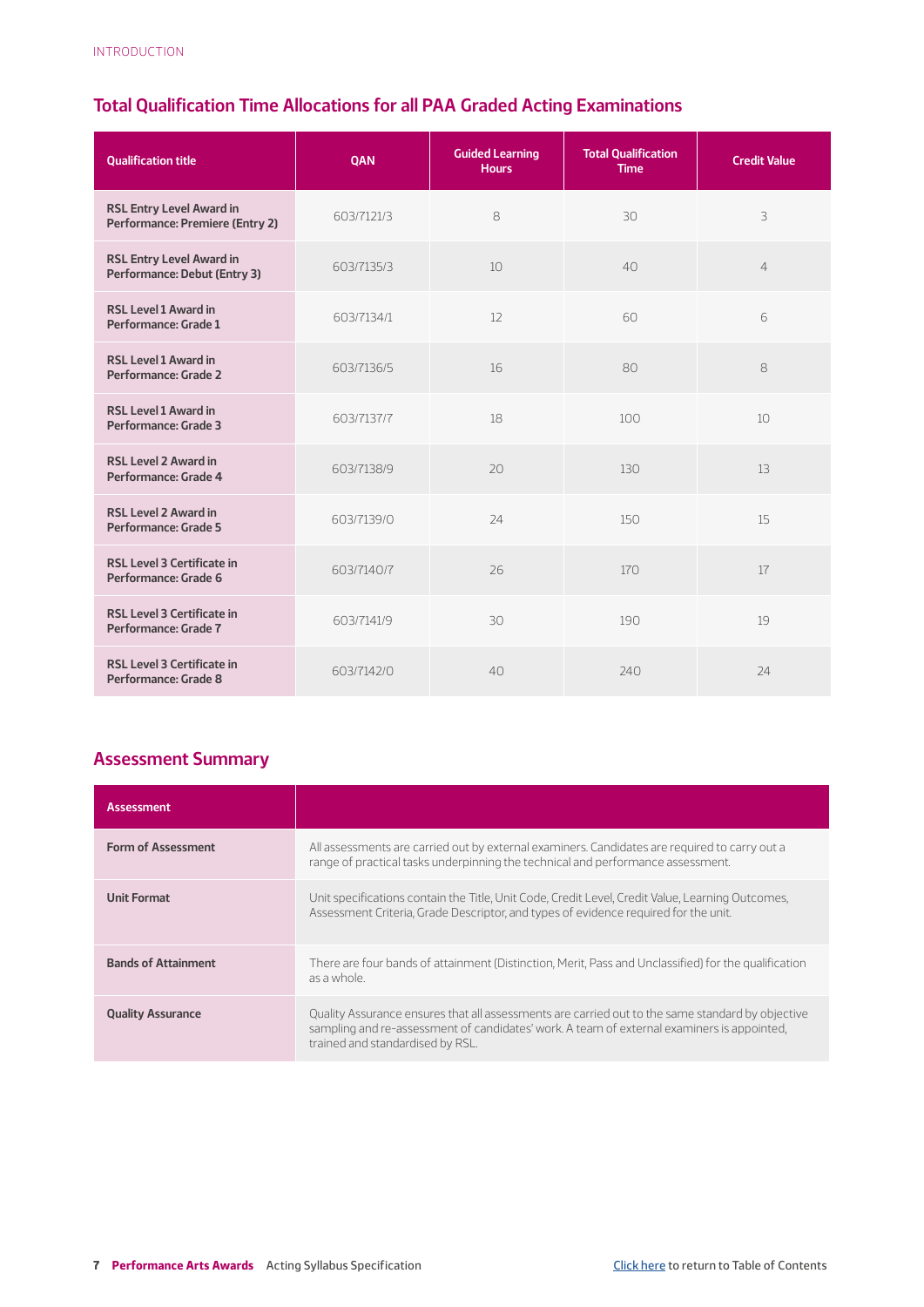## Total Qualification Time Allocations for all PAA Graded Acting Examinations

| Qualification title | QAN | Guided Learning Hours | Total Qualification Time | Credit Value |
|---|---|---|---|---|
| **RSL Entry Level Award in Performance: Premiere (Entry 2)** | 603/7121/3 | 8 | 30 | 3 |
| **RSL Entry Level Award in Performance: Debut (Entry 3)** | 603/7135/3 | 10 | 40 | 4 |
| **RSL Level 1 Award in Performance: Grade 1** | 603/7134/1 | 12 | 60 | 6 |
| **RSL Level 1 Award in Performance: Grade 2** | 603/7136/5 | 16 | 80 | 8 |
| **RSL Level 1 Award in Performance: Grade 3** | 603/7137/7 | 18 | 100 | 10 |
| **RSL Level 2 Award in Performance: Grade 4** | 603/7138/9 | 20 | 130 | 13 |
| **RSL Level 2 Award in Performance: Grade 5** | 603/7139/0 | 24 | 150 | 15 |
| **RSL Level 3 Certificate in Performance: Grade 6** | 603/7140/7 | 26 | 170 | 17 |
| **RSL Level 3 Certificate in Performance: Grade 7** | 603/7141/9 | 30 | 190 | 19 |
| **RSL Level 3 Certificate in Performance: Grade 8** | 603/7142/0 | 40 | 240 | 24 |

## Assessment Summary

| Assessment | |
|---|---|
| **Form of Assessment** | All assessments are carried out by external examiners. Candidates are required to carry out a range of practical tasks underpinning the technical and performance assessment. |
| **Unit Format** | Unit specifications contain the Title, Unit Code, Credit Level, Credit Value, Learning Outcomes, Assessment Criteria, Grade Descriptor, and types of evidence required for the unit. |
| **Bands of Attainment** | There are four bands of attainment (Distinction, Merit, Pass and Unclassified) for the qualification as a whole. |
| **Quality Assurance** | Quality Assurance ensures that all assessments are carried out to the same standard by objective sampling and re-assessment of candidates' work. A team of external examiners is appointed, trained and standardised by RSL. |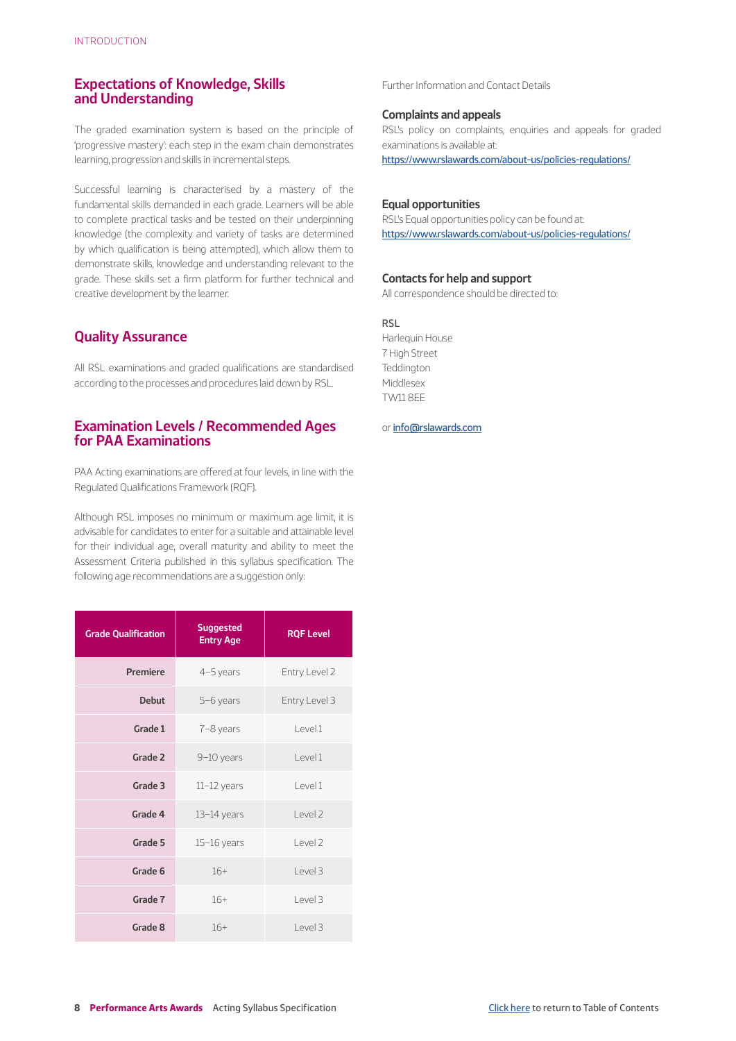## Expectations of Knowledge, Skills and Understanding

The graded examination system is based on the principle of 'progressive mastery': each step in the exam chain demonstrates learning, progression and skills in incremental steps.

Successful learning is characterised by a mastery of the fundamental skills demanded in each grade. Learners will be able to complete practical tasks and be tested on their underpinning knowledge (the complexity and variety of tasks are determined by which qualification is being attempted), which allow them to demonstrate skills, knowledge and understanding relevant to the grade. These skills set a firm platform for further technical and creative development by the learner.

## Quality Assurance

All RSL examinations and graded qualifications are standardised according to the processes and procedures laid down by RSL.

## Examination Levels / Recommended Ages for PAA Examinations

PAA Acting examinations are offered at four levels, in line with the Regulated Qualifications Framework (RQF).

Although RSL imposes no minimum or maximum age limit, it is advisable for candidates to enter for a suitable and attainable level for their individual age, overall maturity and ability to meet the Assessment Criteria published in this syllabus specification. The following age recommendations are a suggestion only:

| Grade Qualification | Suggested Entry Age | RQF Level |
|---|---|---|
| Premiere | 4–5 years | Entry Level 2 |
| Debut | 5–6 years | Entry Level 3 |
| Grade 1 | 7–8 years | Level 1 |
| Grade 2 | 9–10 years | Level 1 |
| Grade 3 | 11–12 years | Level 1 |
| Grade 4 | 13–14 years | Level 2 |
| Grade 5 | 15–16 years | Level 2 |
| Grade 6 | 16+ | Level 3 |
| Grade 7 | 16+ | Level 3 |
| Grade 8 | 16+ | Level 3 |

Further Information and Contact Details

### Complaints and appeals

RSL's policy on complaints, enquiries and appeals for graded examinations is available at:
https://www.rslawards.com/about-us/policies-regulations/

### Equal opportunities

RSL's Equal opportunities policy can be found at:
https://www.rslawards.com/about-us/policies-regulations/

### Contacts for help and support

All correspondence should be directed to:

RSL
Harlequin House
7 High Street
Teddington
Middlesex
TW11 8EE

or info@rslawards.com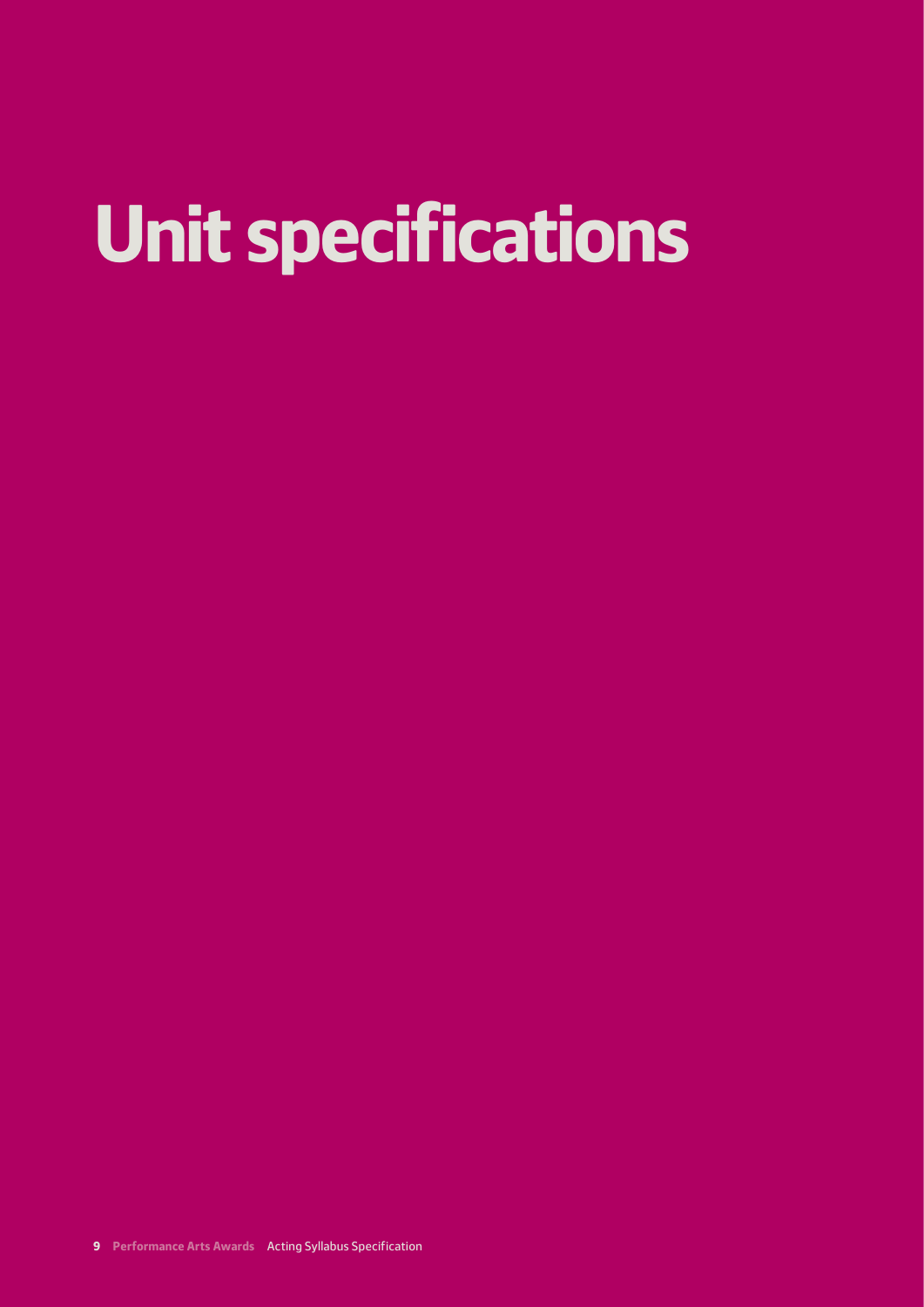# Unit specifications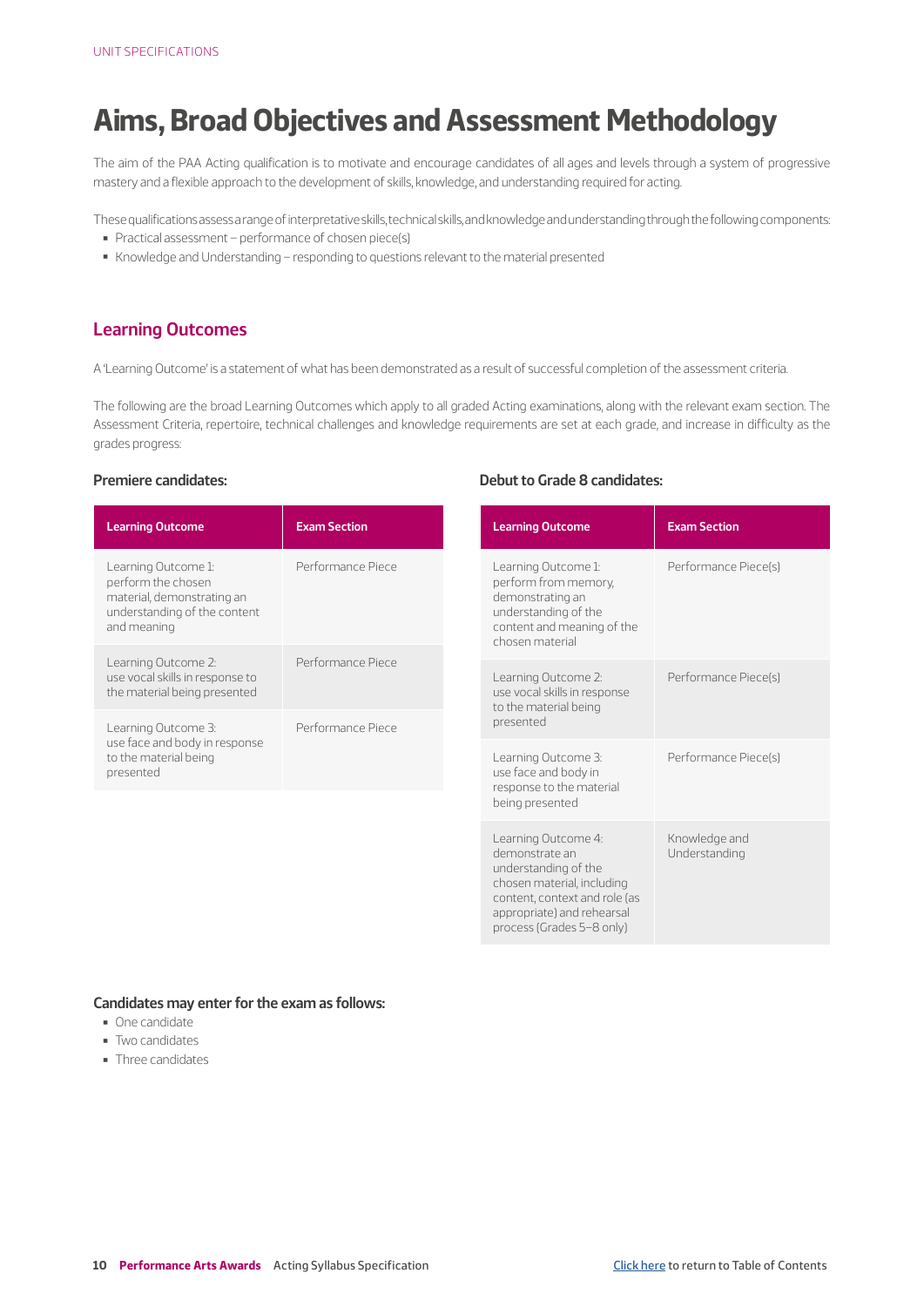# Aims, Broad Objectives and Assessment Methodology

The aim of the PAA Acting qualification is to motivate and encourage candidates of all ages and levels through a system of progressive mastery and a flexible approach to the development of skills, knowledge, and understanding required for acting.

These qualifications assess a range of interpretative skills, technical skills, and knowledge and understanding through the following components:

- Practical assessment – performance of chosen piece(s)
- Knowledge and Understanding – responding to questions relevant to the material presented

## Learning Outcomes

A 'Learning Outcome' is a statement of what has been demonstrated as a result of successful completion of the assessment criteria.

The following are the broad Learning Outcomes which apply to all graded Acting examinations, along with the relevant exam section. The Assessment Criteria, repertoire, technical challenges and knowledge requirements are set at each grade, and increase in difficulty as the grades progress:

### Premiere candidates:

| Learning Outcome | Exam Section |
|---|---|
| Learning Outcome 1: perform the chosen material, demonstrating an understanding of the content and meaning | Performance Piece |
| Learning Outcome 2: use vocal skills in response to the material being presented | Performance Piece |
| Learning Outcome 3: use face and body in response to the material being presented | Performance Piece |

### Debut to Grade 8 candidates:

| Learning Outcome | Exam Section |
|---|---|
| Learning Outcome 1: perform from memory, demonstrating an understanding of the content and meaning of the chosen material | Performance Piece(s) |
| Learning Outcome 2: use vocal skills in response to the material being presented | Performance Piece(s) |
| Learning Outcome 3: use face and body in response to the material being presented | Performance Piece(s) |
| Learning Outcome 4: demonstrate an understanding of the chosen material, including content, context and role (as appropriate) and rehearsal process (Grades 5–8 only) | Knowledge and Understanding |

### Candidates may enter for the exam as follows:

- One candidate
- Two candidates
- Three candidates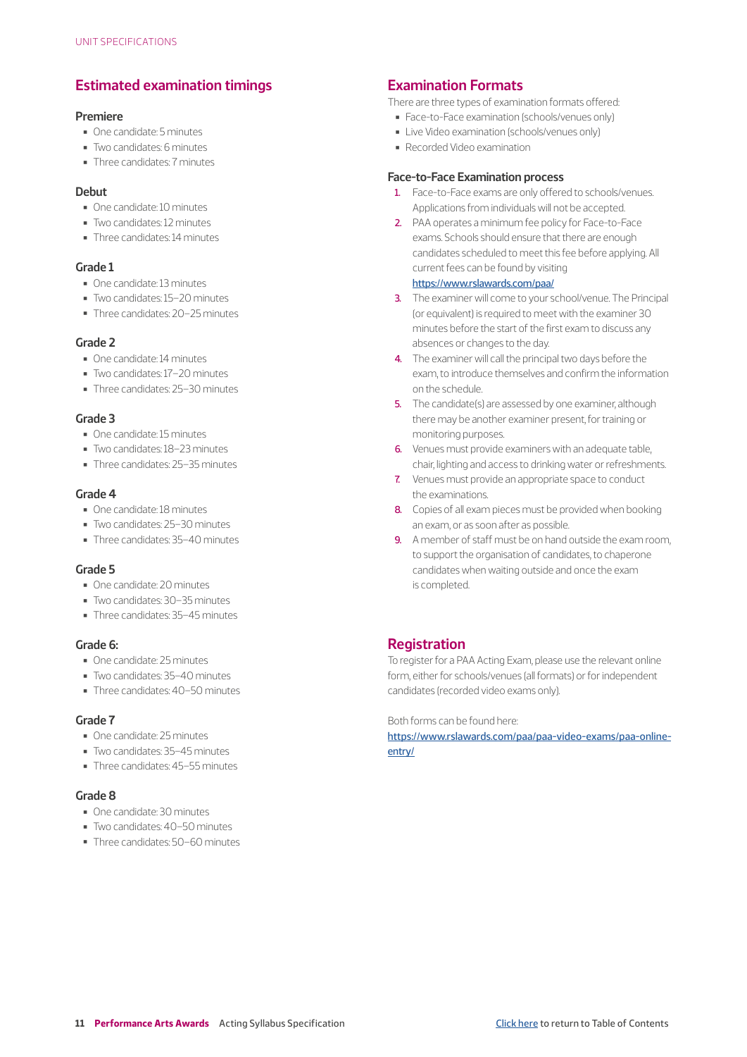## Estimated examination timings

### Premiere

- One candidate: 5 minutes
- Two candidates: 6 minutes
- Three candidates: 7 minutes

### Debut

- One candidate: 10 minutes
- Two candidates: 12 minutes
- Three candidates: 14 minutes

### Grade 1

- One candidate: 13 minutes
- Two candidates: 15–20 minutes
- Three candidates: 20–25 minutes

### Grade 2

- One candidate: 14 minutes
- Two candidates: 17–20 minutes
- Three candidates: 25–30 minutes

### Grade 3

- One candidate: 15 minutes
- Two candidates: 18–23 minutes
- Three candidates: 25–35 minutes

### Grade 4

- One candidate: 18 minutes
- Two candidates: 25–30 minutes
- Three candidates: 35–40 minutes

### Grade 5

- One candidate: 20 minutes
- Two candidates: 30–35 minutes
- Three candidates: 35–45 minutes

### Grade 6:

- One candidate: 25 minutes
- Two candidates: 35–40 minutes
- Three candidates: 40–50 minutes

### Grade 7

- One candidate: 25 minutes
- Two candidates: 35–45 minutes
- Three candidates: 45–55 minutes

### Grade 8

- One candidate: 30 minutes
- Two candidates: 40–50 minutes
- Three candidates: 50–60 minutes

## Examination Formats

There are three types of examination formats offered:

- Face-to-Face examination (schools/venues only)
- Live Video examination (schools/venues only)
- Recorded Video examination

### Face-to-Face Examination process

1. Face-to-Face exams are only offered to schools/venues. Applications from individuals will not be accepted.
2. PAA operates a minimum fee policy for Face-to-Face exams. Schools should ensure that there are enough candidates scheduled to meet this fee before applying. All current fees can be found by visiting https://www.rslawards.com/paa/
3. The examiner will come to your school/venue. The Principal (or equivalent) is required to meet with the examiner 30 minutes before the start of the first exam to discuss any absences or changes to the day.
4. The examiner will call the principal two days before the exam, to introduce themselves and confirm the information on the schedule.
5. The candidate(s) are assessed by one examiner, although there may be another examiner present, for training or monitoring purposes.
6. Venues must provide examiners with an adequate table, chair, lighting and access to drinking water or refreshments.
7. Venues must provide an appropriate space to conduct the examinations.
8. Copies of all exam pieces must be provided when booking an exam, or as soon after as possible.
9. A member of staff must be on hand outside the exam room, to support the organisation of candidates, to chaperone candidates when waiting outside and once the exam is completed.

## Registration

To register for a PAA Acting Exam, please use the relevant online form, either for schools/venues (all formats) or for independent candidates (recorded video exams only).

Both forms can be found here: https://www.rslawards.com/paa/paa-video-exams/paa-online-entry/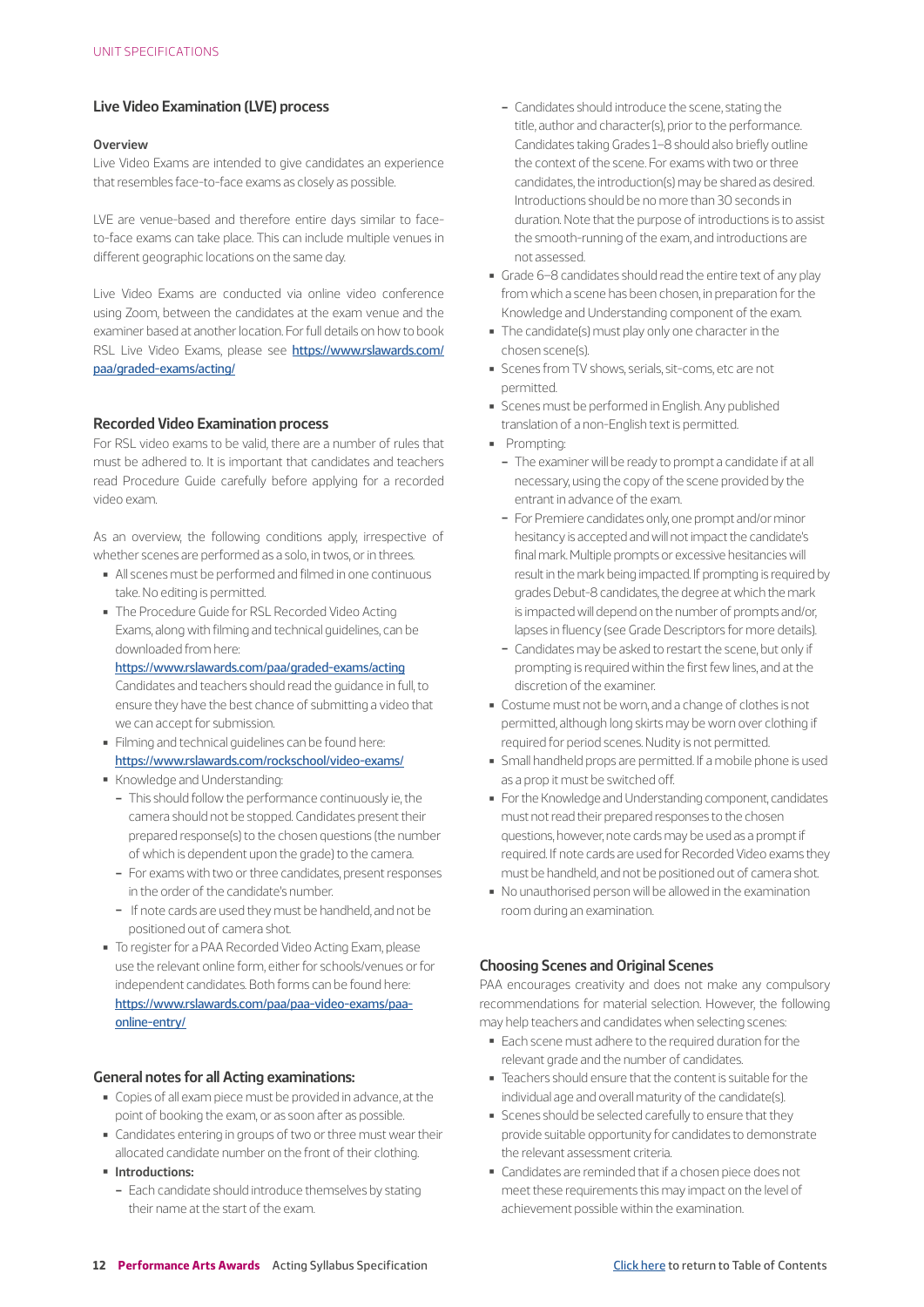## Live Video Examination (LVE) process

**Overview**

Live Video Exams are intended to give candidates an experience that resembles face-to-face exams as closely as possible.

LVE are venue-based and therefore entire days similar to face-to-face exams can take place. This can include multiple venues in different geographic locations on the same day.

Live Video Exams are conducted via online video conference using Zoom, between the candidates at the exam venue and the examiner based at another location. For full details on how to book RSL Live Video Exams, please see https://www.rslawards.com/paa/graded-exams/acting/

## Recorded Video Examination process

For RSL video exams to be valid, there are a number of rules that must be adhered to. It is important that candidates and teachers read Procedure Guide carefully before applying for a recorded video exam.

As an overview, the following conditions apply, irrespective of whether scenes are performed as a solo, in twos, or in threes.

- All scenes must be performed and filmed in one continuous take. No editing is permitted.
- The Procedure Guide for RSL Recorded Video Acting Exams, along with filming and technical guidelines, can be downloaded from here: https://www.rslawards.com/paa/graded-exams/acting Candidates and teachers should read the guidance in full, to ensure they have the best chance of submitting a video that we can accept for submission.
- Filming and technical guidelines can be found here: https://www.rslawards.com/rockschool/video-exams/
- Knowledge and Understanding:
  - This should follow the performance continuously ie, the camera should not be stopped. Candidates present their prepared response(s) to the chosen questions (the number of which is dependent upon the grade) to the camera.
  - For exams with two or three candidates, present responses in the order of the candidate's number.
  - If note cards are used they must be handheld, and not be positioned out of camera shot.
- To register for a PAA Recorded Video Acting Exam, please use the relevant online form, either for schools/venues or for independent candidates. Both forms can be found here: https://www.rslawards.com/paa/paa-video-exams/paa-online-entry/

## General notes for all Acting examinations:

- Copies of all exam piece must be provided in advance, at the point of booking the exam, or as soon after as possible.
- Candidates entering in groups of two or three must wear their allocated candidate number on the front of their clothing.
- **Introductions:**
  - Each candidate should introduce themselves by stating their name at the start of the exam.
  - Candidates should introduce the scene, stating the title, author and character(s), prior to the performance. Candidates taking Grades 1–8 should also briefly outline the context of the scene. For exams with two or three candidates, the introduction(s) may be shared as desired. Introductions should be no more than 30 seconds in duration. Note that the purpose of introductions is to assist the smooth-running of the exam, and introductions are not assessed.
- Grade 6–8 candidates should read the entire text of any play from which a scene has been chosen, in preparation for the Knowledge and Understanding component of the exam.
- The candidate(s) must play only one character in the chosen scene(s).
- Scenes from TV shows, serials, sit-coms, etc are not permitted.
- Scenes must be performed in English. Any published translation of a non-English text is permitted.
- Prompting:
  - The examiner will be ready to prompt a candidate if at all necessary, using the copy of the scene provided by the entrant in advance of the exam.
  - For Premiere candidates only, one prompt and/or minor hesitancy is accepted and will not impact the candidate's final mark. Multiple prompts or excessive hesitancies will result in the mark being impacted. If prompting is required by grades Debut-8 candidates, the degree at which the mark is impacted will depend on the number of prompts and/or, lapses in fluency (see Grade Descriptors for more details).
  - Candidates may be asked to restart the scene, but only if prompting is required within the first few lines, and at the discretion of the examiner.
- Costume must not be worn, and a change of clothes is not permitted, although long skirts may be worn over clothing if required for period scenes. Nudity is not permitted.
- Small handheld props are permitted. If a mobile phone is used as a prop it must be switched off.
- For the Knowledge and Understanding component, candidates must not read their prepared responses to the chosen questions, however, note cards may be used as a prompt if required. If note cards are used for Recorded Video exams they must be handheld, and not be positioned out of camera shot.
- No unauthorised person will be allowed in the examination room during an examination.

## Choosing Scenes and Original Scenes

PAA encourages creativity and does not make any compulsory recommendations for material selection. However, the following may help teachers and candidates when selecting scenes:

- Each scene must adhere to the required duration for the relevant grade and the number of candidates.
- Teachers should ensure that the content is suitable for the individual age and overall maturity of the candidate(s).
- Scenes should be selected carefully to ensure that they provide suitable opportunity for candidates to demonstrate the relevant assessment criteria.
- Candidates are reminded that if a chosen piece does not meet these requirements this may impact on the level of achievement possible within the examination.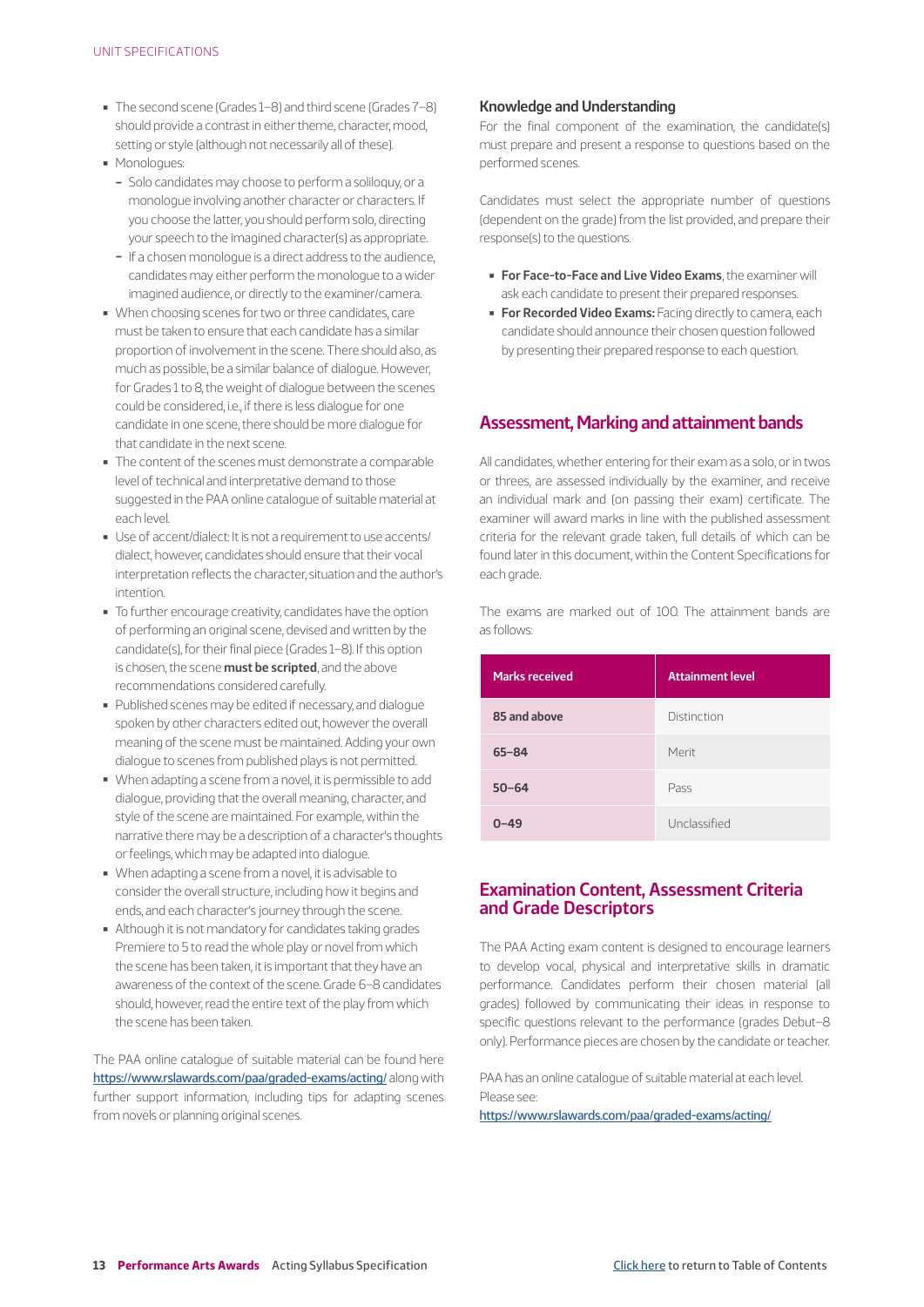- The second scene (Grades 1–8) and third scene (Grades 7–8) should provide a contrast in either theme, character, mood, setting or style (although not necessarily all of these).
- Monologues:
  - Solo candidates may choose to perform a soliloquy, or a monologue involving another character or characters. If you choose the latter, you should perform solo, directing your speech to the imagined character(s) as appropriate.
  - If a chosen monologue is a direct address to the audience, candidates may either perform the monologue to a wider imagined audience, or directly to the examiner/camera.
- When choosing scenes for two or three candidates, care must be taken to ensure that each candidate has a similar proportion of involvement in the scene. There should also, as much as possible, be a similar balance of dialogue. However, for Grades 1 to 8, the weight of dialogue between the scenes could be considered, i.e., if there is less dialogue for one candidate in one scene, there should be more dialogue for that candidate in the next scene.
- The content of the scenes must demonstrate a comparable level of technical and interpretative demand to those suggested in the PAA online catalogue of suitable material at each level.
- Use of accent/dialect: It is not a requirement to use accents/dialect, however, candidates should ensure that their vocal interpretation reflects the character, situation and the author's intention.
- To further encourage creativity, candidates have the option of performing an original scene, devised and written by the candidate(s), for their final piece (Grades 1–8). If this option is chosen, the scene **must be scripted**, and the above recommendations considered carefully.
- Published scenes may be edited if necessary, and dialogue spoken by other characters edited out, however the overall meaning of the scene must be maintained. Adding your own dialogue to scenes from published plays is not permitted.
- When adapting a scene from a novel, it is permissible to add dialogue, providing that the overall meaning, character, and style of the scene are maintained. For example, within the narrative there may be a description of a character's thoughts or feelings, which may be adapted into dialogue.
- When adapting a scene from a novel, it is advisable to consider the overall structure, including how it begins and ends, and each character's journey through the scene.
- Although it is not mandatory for candidates taking grades Premiere to 5 to read the whole play or novel from which the scene has been taken, it is important that they have an awareness of the context of the scene. Grade 6–8 candidates should, however, read the entire text of the play from which the scene has been taken.

The PAA online catalogue of suitable material can be found here https://www.rslawards.com/paa/graded-exams/acting/ along with further support information, including tips for adapting scenes from novels or planning original scenes.

### Knowledge and Understanding

For the final component of the examination, the candidate(s) must prepare and present a response to questions based on the performed scenes.

Candidates must select the appropriate number of questions (dependent on the grade) from the list provided, and prepare their response(s) to the questions.

- **For Face-to-Face and Live Video Exams**, the examiner will ask each candidate to present their prepared responses.
- **For Recorded Video Exams:** Facing directly to camera, each candidate should announce their chosen question followed by presenting their prepared response to each question.

## Assessment, Marking and attainment bands

All candidates, whether entering for their exam as a solo, or in twos or threes, are assessed individually by the examiner, and receive an individual mark and (on passing their exam) certificate. The examiner will award marks in line with the published assessment criteria for the relevant grade taken, full details of which can be found later in this document, within the Content Specifications for each grade.

The exams are marked out of 100. The attainment bands are as follows:

| Marks received | Attainment level |
|---|---|
| 85 and above | Distinction |
| 65–84 | Merit |
| 50–64 | Pass |
| 0–49 | Unclassified |

## Examination Content, Assessment Criteria and Grade Descriptors

The PAA Acting exam content is designed to encourage learners to develop vocal, physical and interpretative skills in dramatic performance. Candidates perform their chosen material (all grades) followed by communicating their ideas in response to specific questions relevant to the performance (grades Debut–8 only). Performance pieces are chosen by the candidate or teacher.

PAA has an online catalogue of suitable material at each level. Please see:
https://www.rslawards.com/paa/graded-exams/acting/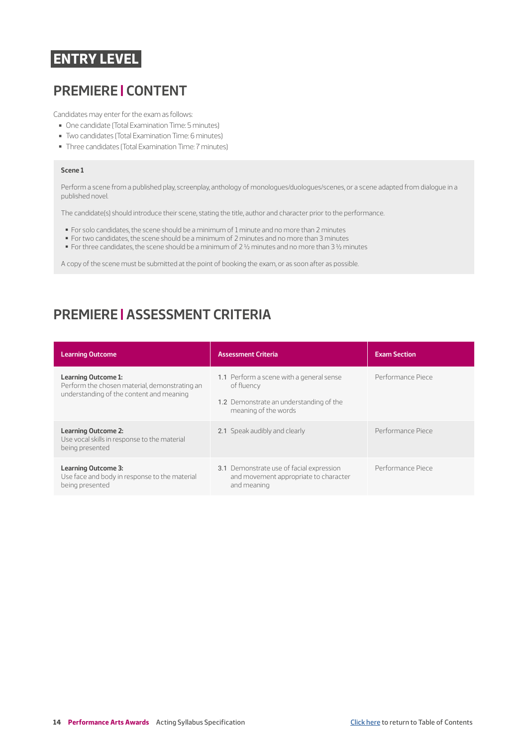# ENTRY LEVEL

## PREMIERE | CONTENT

Candidates may enter for the exam as follows:

- One candidate (Total Examination Time: 5 minutes)
- Two candidates (Total Examination Time: 6 minutes)
- Three candidates (Total Examination Time: 7 minutes)

**Scene 1**

Perform a scene from a published play, screenplay, anthology of monologues/duologues/scenes, or a scene adapted from dialogue in a published novel.

The candidate(s) should introduce their scene, stating the title, author and character prior to the performance.

- For solo candidates, the scene should be a minimum of 1 minute and no more than 2 minutes
- For two candidates, the scene should be a minimum of 2 minutes and no more than 3 minutes
- For three candidates, the scene should be a minimum of 2 ½ minutes and no more than 3 ½ minutes

A copy of the scene must be submitted at the point of booking the exam, or as soon after as possible.

## PREMIERE | ASSESSMENT CRITERIA

| Learning Outcome | Assessment Criteria | Exam Section |
|---|---|---|
| **Learning Outcome 1:** Perform the chosen material, demonstrating an understanding of the content and meaning | 1.1 Perform a scene with a general sense of fluency<br>1.2 Demonstrate an understanding of the meaning of the words | Performance Piece |
| **Learning Outcome 2:** Use vocal skills in response to the material being presented | 2.1 Speak audibly and clearly | Performance Piece |
| **Learning Outcome 3:** Use face and body in response to the material being presented | 3.1 Demonstrate use of facial expression and movement appropriate to character and meaning | Performance Piece |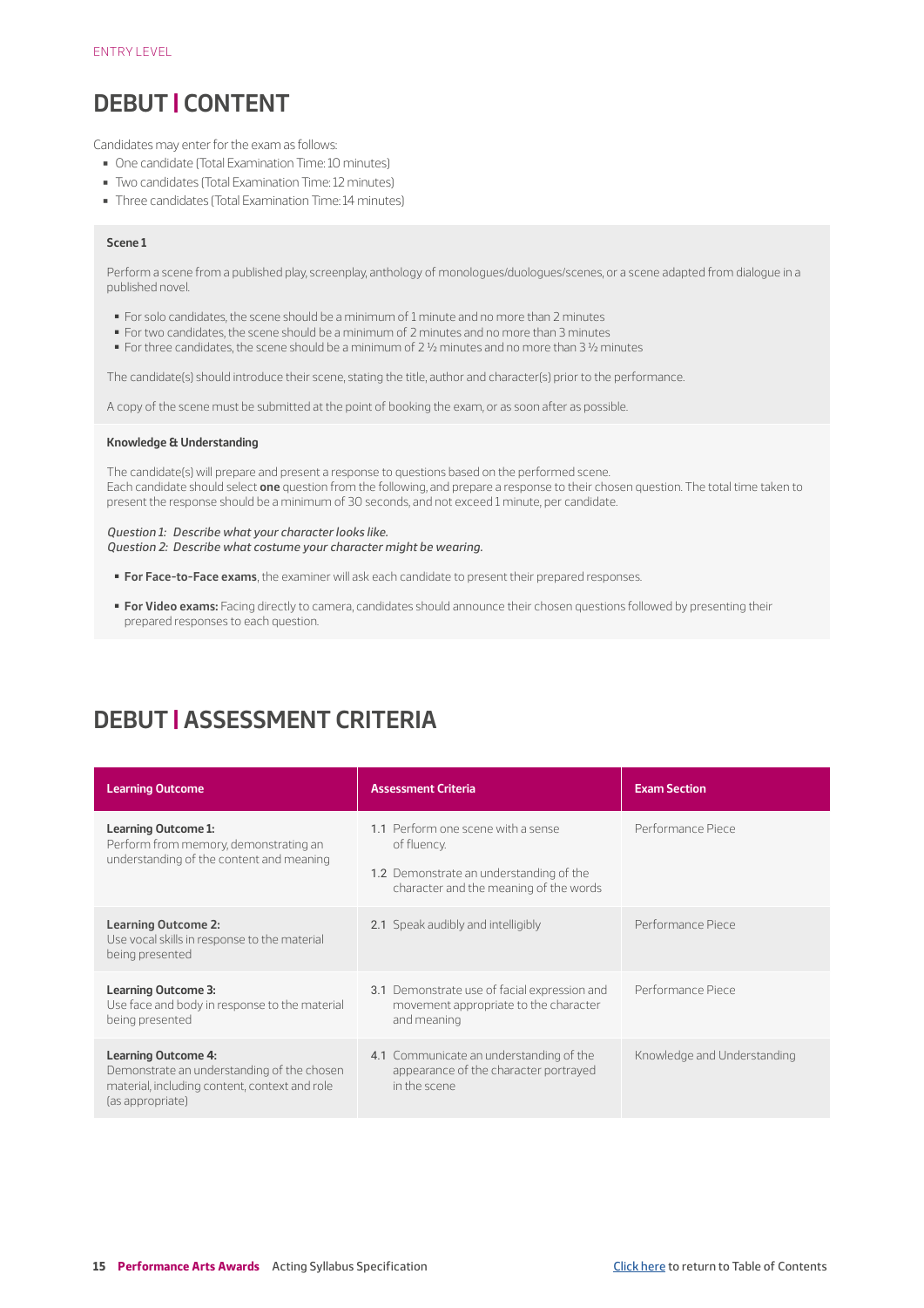ENTRY LEVEL

# DEBUT | CONTENT

Candidates may enter for the exam as follows:

- One candidate (Total Examination Time: 10 minutes)
- Two candidates (Total Examination Time: 12 minutes)
- Three candidates (Total Examination Time: 14 minutes)

**Scene 1**

Perform a scene from a published play, screenplay, anthology of monologues/duologues/scenes, or a scene adapted from dialogue in a published novel.

- For solo candidates, the scene should be a minimum of 1 minute and no more than 2 minutes
- For two candidates, the scene should be a minimum of 2 minutes and no more than 3 minutes
- For three candidates, the scene should be a minimum of 2 ½ minutes and no more than 3 ½ minutes

The candidate(s) should introduce their scene, stating the title, author and character(s) prior to the performance.

A copy of the scene must be submitted at the point of booking the exam, or as soon after as possible.

**Knowledge & Understanding**

The candidate(s) will prepare and present a response to questions based on the performed scene.
Each candidate should select **one** question from the following, and prepare a response to their chosen question. The total time taken to present the response should be a minimum of 30 seconds, and not exceed 1 minute, per candidate.

*Question 1: Describe what your character looks like.*
*Question 2: Describe what costume your character might be wearing.*

- **For Face-to-Face exams**, the examiner will ask each candidate to present their prepared responses.
- **For Video exams:** Facing directly to camera, candidates should announce their chosen questions followed by presenting their prepared responses to each question.

# DEBUT | ASSESSMENT CRITERIA

| Learning Outcome | Assessment Criteria | Exam Section |
|---|---|---|
| **Learning Outcome 1:** Perform from memory, demonstrating an understanding of the content and meaning | 1.1 Perform one scene with a sense of fluency. 1.2 Demonstrate an understanding of the character and the meaning of the words | Performance Piece |
| **Learning Outcome 2:** Use vocal skills in response to the material being presented | 2.1 Speak audibly and intelligibly | Performance Piece |
| **Learning Outcome 3:** Use face and body in response to the material being presented | 3.1 Demonstrate use of facial expression and movement appropriate to the character and meaning | Performance Piece |
| **Learning Outcome 4:** Demonstrate an understanding of the chosen material, including content, context and role (as appropriate) | 4.1 Communicate an understanding of the appearance of the character portrayed in the scene | Knowledge and Understanding |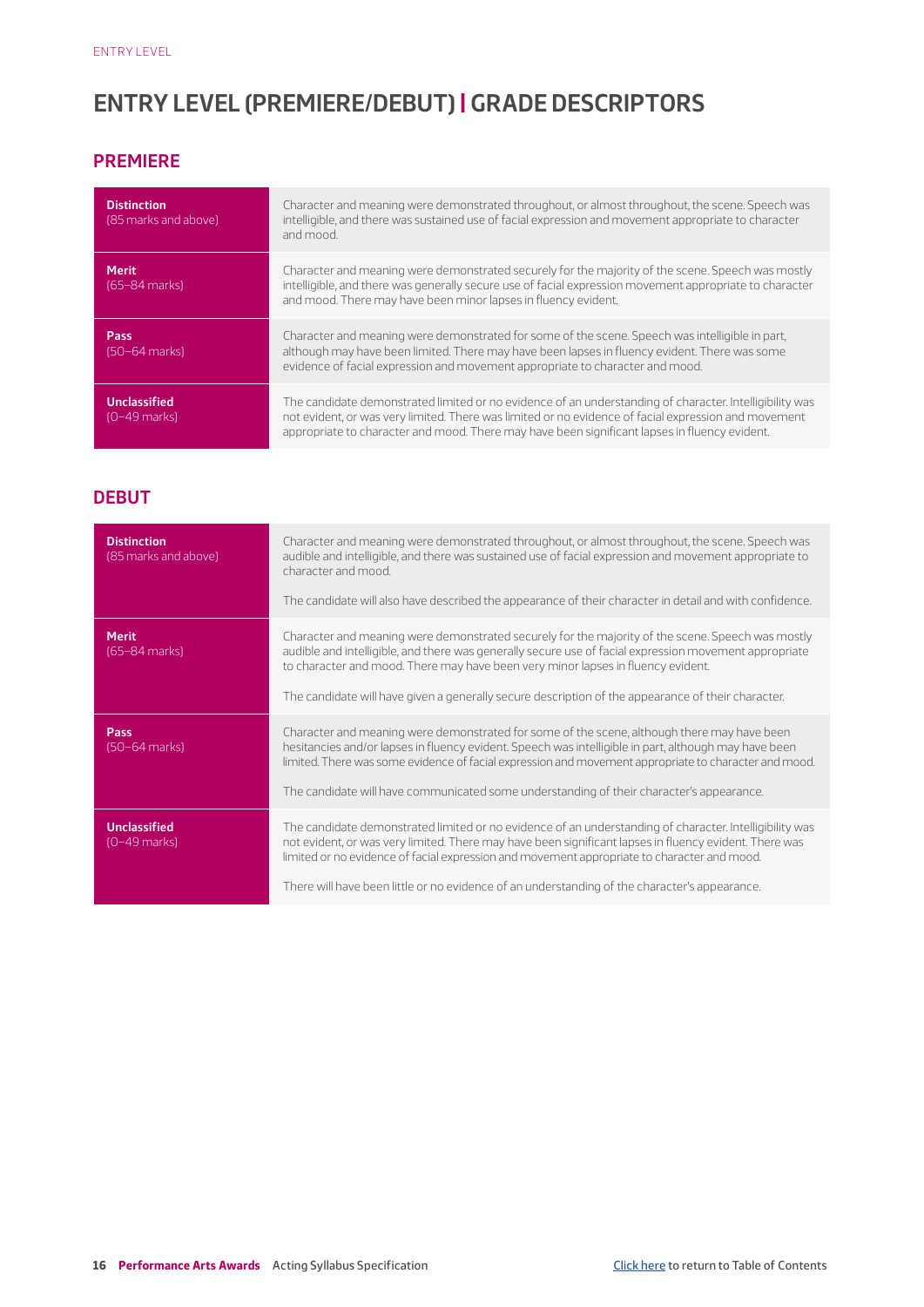# ENTRY LEVEL (PREMIERE/DEBUT) | GRADE DESCRIPTORS

## PREMIERE

| Grade | Descriptor |
|---|---|
| **Distinction** (85 marks and above) | Character and meaning were demonstrated throughout, or almost throughout, the scene. Speech was intelligible, and there was sustained use of facial expression and movement appropriate to character and mood. |
| **Merit** (65–84 marks) | Character and meaning were demonstrated securely for the majority of the scene. Speech was mostly intelligible, and there was generally secure use of facial expression movement appropriate to character and mood. There may have been minor lapses in fluency evident. |
| **Pass** (50–64 marks) | Character and meaning were demonstrated for some of the scene. Speech was intelligible in part, although may have been limited. There may have been lapses in fluency evident. There was some evidence of facial expression and movement appropriate to character and mood. |
| **Unclassified** (0–49 marks) | The candidate demonstrated limited or no evidence of an understanding of character. Intelligibility was not evident, or was very limited. There was limited or no evidence of facial expression and movement appropriate to character and mood. There may have been significant lapses in fluency evident. |

## DEBUT

| Grade | Descriptor |
|---|---|
| **Distinction** (85 marks and above) | Character and meaning were demonstrated throughout, or almost throughout, the scene. Speech was audible and intelligible, and there was sustained use of facial expression and movement appropriate to character and mood.<br><br>The candidate will also have described the appearance of their character in detail and with confidence. |
| **Merit** (65–84 marks) | Character and meaning were demonstrated securely for the majority of the scene. Speech was mostly audible and intelligible, and there was generally secure use of facial expression movement appropriate to character and mood. There may have been very minor lapses in fluency evident.<br><br>The candidate will have given a generally secure description of the appearance of their character. |
| **Pass** (50–64 marks) | Character and meaning were demonstrated for some of the scene, although there may have been hesitancies and/or lapses in fluency evident. Speech was intelligible in part, although may have been limited. There was some evidence of facial expression and movement appropriate to character and mood.<br><br>The candidate will have communicated some understanding of their character's appearance. |
| **Unclassified** (0–49 marks) | The candidate demonstrated limited or no evidence of an understanding of character. Intelligibility was not evident, or was very limited. There may have been significant lapses in fluency evident. There was limited or no evidence of facial expression and movement appropriate to character and mood.<br><br>There will have been little or no evidence of an understanding of the character's appearance. |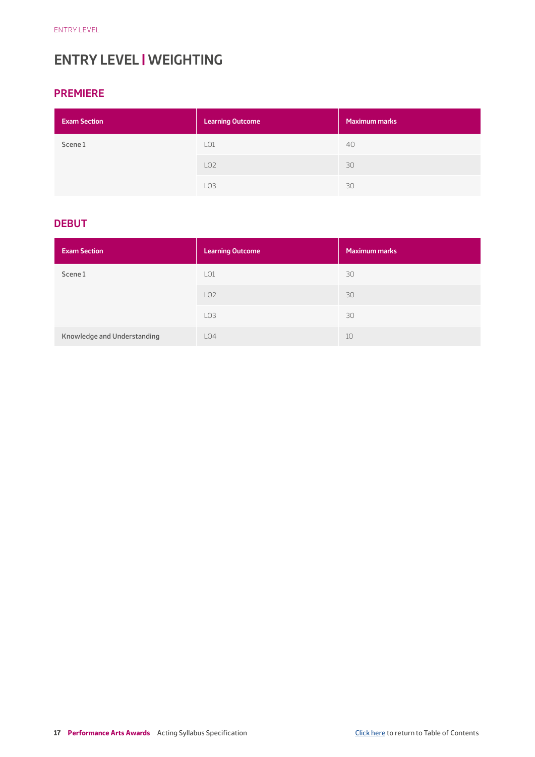# ENTRY LEVEL | WEIGHTING

## PREMIERE

| Exam Section | Learning Outcome | Maximum marks |
|---|---|---|
| Scene 1 | LO1 | 40 |
| | LO2 | 30 |
| | LO3 | 30 |

## DEBUT

| Exam Section | Learning Outcome | Maximum marks |
|---|---|---|
| Scene 1 | LO1 | 30 |
| | LO2 | 30 |
| | LO3 | 30 |
| Knowledge and Understanding | LO4 | 10 |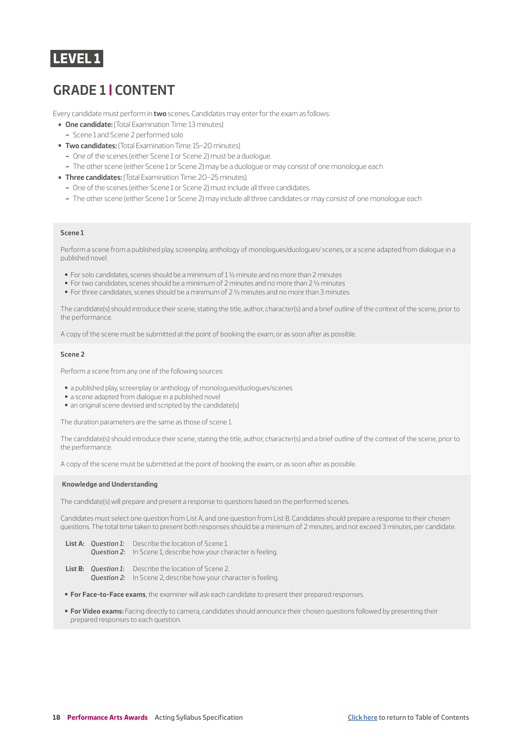# LEVEL 1

## GRADE 1 | CONTENT

Every candidate must perform in **two** scenes. Candidates may enter for the exam as follows:

- **One candidate:** (Total Examination Time: 13 minutes)
  - Scene 1 and Scene 2 performed solo
- **Two candidates:** (Total Examination Time: 15–20 minutes)
  - One of the scenes (either Scene 1 or Scene 2) must be a duologue.
  - The other scene (either Scene 1 or Scene 2) may be a duologue or may consist of one monologue each
- **Three candidates:** (Total Examination Time: 20–25 minutes)
  - One of the scenes (either Scene 1 or Scene 2) must include all three candidates.
  - The other scene (either Scene 1 or Scene 2) may include all three candidates or may consist of one monologue each

### Scene 1

Perform a scene from a published play, screenplay, anthology of monologues/duologues/ scenes, or a scene adapted from dialogue in a published novel.

- For solo candidates, scenes should be a minimum of 1 ½ minute and no more than 2 minutes
- For two candidates, scenes should be a minimum of 2 minutes and no more than 2 ½ minutes
- For three candidates, scenes should be a minimum of 2 ½ minutes and no more than 3 minutes

The candidate(s) should introduce their scene, stating the title, author, character(s) and a brief outline of the context of the scene, prior to the performance.

A copy of the scene must be submitted at the point of booking the exam, or as soon after as possible.

### Scene 2

Perform a scene from any one of the following sources:

- a published play, screenplay or anthology of monologues/duologues/scenes
- a scene adapted from dialogue in a published novel
- an original scene devised and scripted by the candidate(s)

The duration parameters are the same as those of scene 1.

The candidate(s) should introduce their scene, stating the title, author, character(s) and a brief outline of the context of the scene, prior to the performance.

A copy of the scene must be submitted at the point of booking the exam, or as soon after as possible.

### Knowledge and Understanding

The candidate(s) will prepare and present a response to questions based on the performed scenes.

Candidates must select one question from List A, and one question from List B. Candidates should prepare a response to their chosen questions. The total time taken to present both responses should be a minimum of 2 minutes, and not exceed 3 minutes, per candidate.

**List A:** *Question 1:* Describe the location of Scene 1.
*Question 2:* In Scene 1, describe how your character is feeling.

**List B:** *Question 1:* Describe the location of Scene 2.
*Question 2:* In Scene 2, describe how your character is feeling.

- **For Face-to-Face exams**, the examiner will ask each candidate to present their prepared responses.
- **For Video exams:** Facing directly to camera, candidates should announce their chosen questions followed by presenting their prepared responses to each question.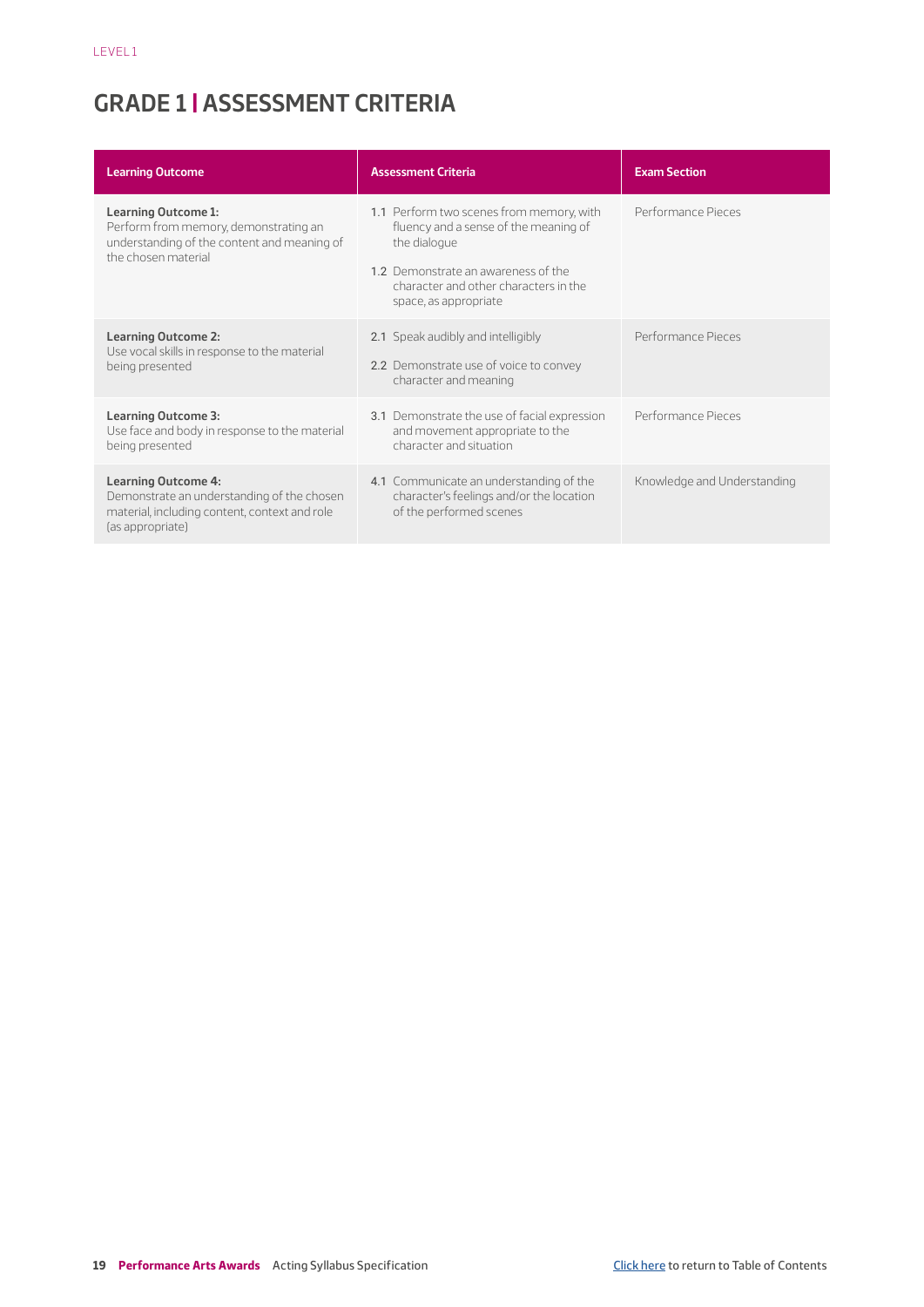LEVEL 1

# GRADE 1 | ASSESSMENT CRITERIA

| Learning Outcome | Assessment Criteria | Exam Section |
|---|---|---|
| **Learning Outcome 1:** Perform from memory, demonstrating an understanding of the content and meaning of the chosen material | 1.1 Perform two scenes from memory, with fluency and a sense of the meaning of the dialogue<br>1.2 Demonstrate an awareness of the character and other characters in the space, as appropriate | Performance Pieces |
| **Learning Outcome 2:** Use vocal skills in response to the material being presented | 2.1 Speak audibly and intelligibly<br>2.2 Demonstrate use of voice to convey character and meaning | Performance Pieces |
| **Learning Outcome 3:** Use face and body in response to the material being presented | 3.1 Demonstrate the use of facial expression and movement appropriate to the character and situation | Performance Pieces |
| **Learning Outcome 4:** Demonstrate an understanding of the chosen material, including content, context and role (as appropriate) | 4.1 Communicate an understanding of the character's feelings and/or the location of the performed scenes | Knowledge and Understanding |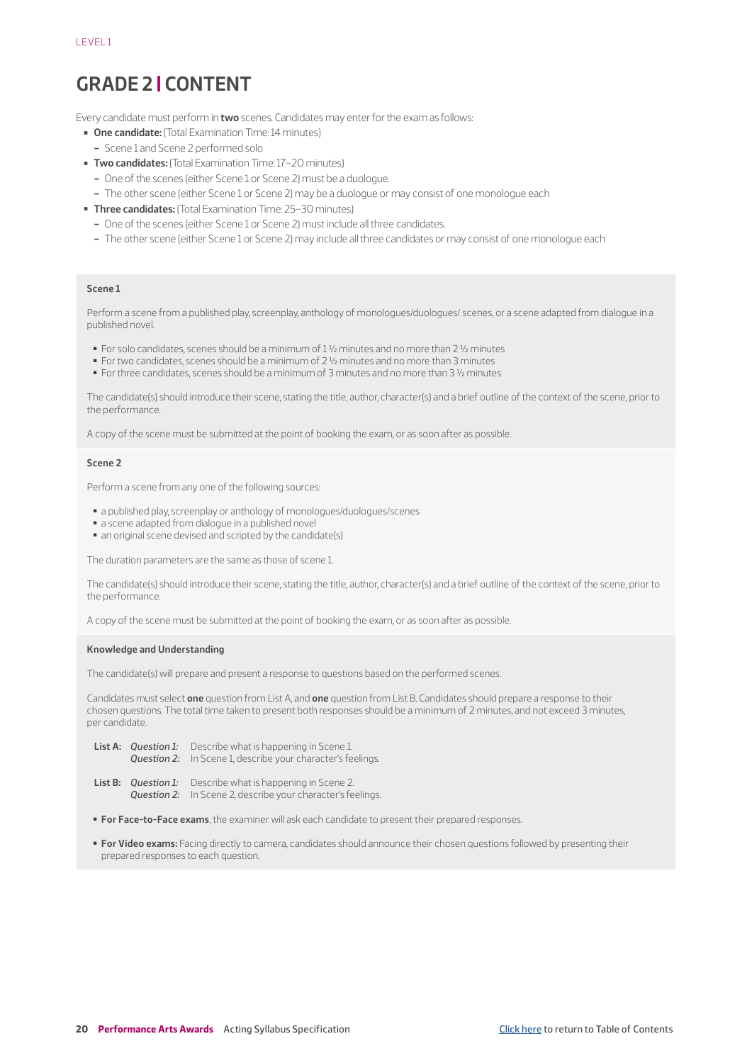LEVEL 1

# GRADE 2 | CONTENT

Every candidate must perform in **two** scenes. Candidates may enter for the exam as follows:

- **One candidate:** (Total Examination Time: 14 minutes)
  - Scene 1 and Scene 2 performed solo
- **Two candidates:** (Total Examination Time: 17–20 minutes)
  - One of the scenes (either Scene 1 or Scene 2) must be a duologue.
  - The other scene (either Scene 1 or Scene 2) may be a duologue or may consist of one monologue each
- **Three candidates:** (Total Examination Time: 25–30 minutes)
  - One of the scenes (either Scene 1 or Scene 2) must include all three candidates.
  - The other scene (either Scene 1 or Scene 2) may include all three candidates or may consist of one monologue each

### Scene 1

Perform a scene from a published play, screenplay, anthology of monologues/duologues/ scenes, or a scene adapted from dialogue in a published novel.

- For solo candidates, scenes should be a minimum of 1 ½ minutes and no more than 2 ½ minutes
- For two candidates, scenes should be a minimum of 2 ½ minutes and no more than 3 minutes
- For three candidates, scenes should be a minimum of 3 minutes and no more than 3 ½ minutes

The candidate(s) should introduce their scene, stating the title, author, character(s) and a brief outline of the context of the scene, prior to the performance.

A copy of the scene must be submitted at the point of booking the exam, or as soon after as possible.

### Scene 2

Perform a scene from any one of the following sources:

- a published play, screenplay or anthology of monologues/duologues/scenes
- a scene adapted from dialogue in a published novel
- an original scene devised and scripted by the candidate(s)

The duration parameters are the same as those of scene 1.

The candidate(s) should introduce their scene, stating the title, author, character(s) and a brief outline of the context of the scene, prior to the performance.

A copy of the scene must be submitted at the point of booking the exam, or as soon after as possible.

### Knowledge and Understanding

The candidate(s) will prepare and present a response to questions based on the performed scenes.

Candidates must select **one** question from List A, and **one** question from List B. Candidates should prepare a response to their chosen questions. The total time taken to present both responses should be a minimum of 2 minutes, and not exceed 3 minutes, per candidate.

**List A:** *Question 1:* Describe what is happening in Scene 1.
*Question 2:* In Scene 1, describe your character's feelings.

**List B:** *Question 1:* Describe what is happening in Scene 2.
*Question 2:* In Scene 2, describe your character's feelings.

- **For Face-to-Face exams**, the examiner will ask each candidate to present their prepared responses.
- **For Video exams:** Facing directly to camera, candidates should announce their chosen questions followed by presenting their prepared responses to each question.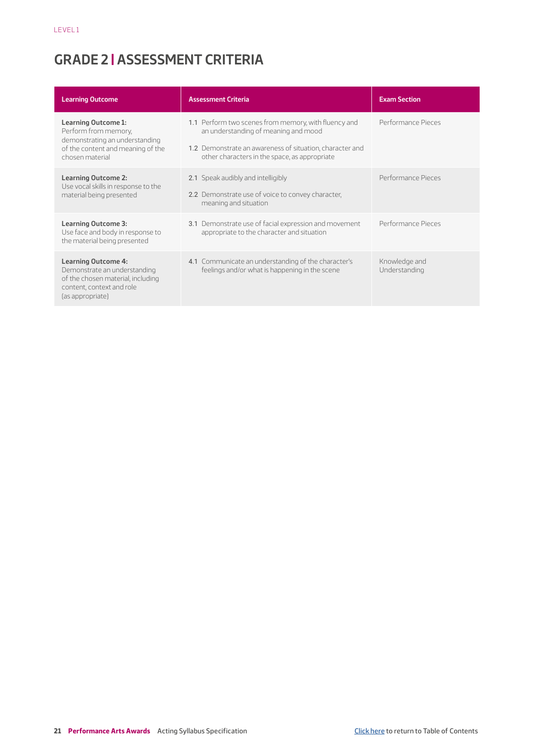## GRADE 2 | ASSESSMENT CRITERIA

| Learning Outcome | Assessment Criteria | Exam Section |
|---|---|---|
| **Learning Outcome 1:** Perform from memory, demonstrating an understanding of the content and meaning of the chosen material | 1.1 Perform two scenes from memory, with fluency and an understanding of meaning and mood<br><br>1.2 Demonstrate an awareness of situation, character and other characters in the space, as appropriate | Performance Pieces |
| **Learning Outcome 2:** Use vocal skills in response to the material being presented | 2.1 Speak audibly and intelligibly<br><br>2.2 Demonstrate use of voice to convey character, meaning and situation | Performance Pieces |
| **Learning Outcome 3:** Use face and body in response to the material being presented | 3.1 Demonstrate use of facial expression and movement appropriate to the character and situation | Performance Pieces |
| **Learning Outcome 4:** Demonstrate an understanding of the chosen material, including content, context and role (as appropriate) | 4.1 Communicate an understanding of the character's feelings and/or what is happening in the scene | Knowledge and Understanding |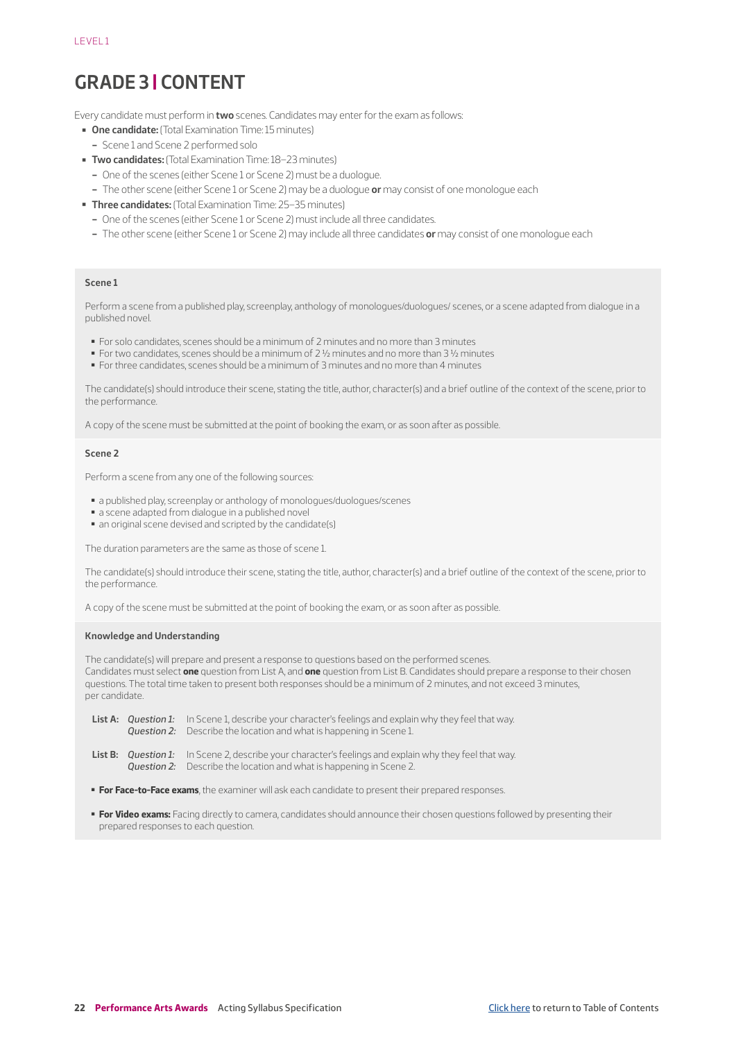LEVEL 1

# GRADE 3 | CONTENT

Every candidate must perform in **two** scenes. Candidates may enter for the exam as follows:

- **One candidate:** (Total Examination Time: 15 minutes)
  - Scene 1 and Scene 2 performed solo
- **Two candidates:** (Total Examination Time: 18–23 minutes)
  - One of the scenes (either Scene 1 or Scene 2) must be a duologue.
  - The other scene (either Scene 1 or Scene 2) may be a duologue **or** may consist of one monologue each
- **Three candidates:** (Total Examination Time: 25–35 minutes)
  - One of the scenes (either Scene 1 or Scene 2) must include all three candidates.
  - The other scene (either Scene 1 or Scene 2) may include all three candidates **or** may consist of one monologue each

### Scene 1

Perform a scene from a published play, screenplay, anthology of monologues/duologues/ scenes, or a scene adapted from dialogue in a published novel.

- For solo candidates, scenes should be a minimum of 2 minutes and no more than 3 minutes
- For two candidates, scenes should be a minimum of 2 ½ minutes and no more than 3 ½ minutes
- For three candidates, scenes should be a minimum of 3 minutes and no more than 4 minutes

The candidate(s) should introduce their scene, stating the title, author, character(s) and a brief outline of the context of the scene, prior to the performance.

A copy of the scene must be submitted at the point of booking the exam, or as soon after as possible.

### Scene 2

Perform a scene from any one of the following sources:

- a published play, screenplay or anthology of monologues/duologues/scenes
- a scene adapted from dialogue in a published novel
- an original scene devised and scripted by the candidate(s)

The duration parameters are the same as those of scene 1.

The candidate(s) should introduce their scene, stating the title, author, character(s) and a brief outline of the context of the scene, prior to the performance.

A copy of the scene must be submitted at the point of booking the exam, or as soon after as possible.

### Knowledge and Understanding

The candidate(s) will prepare and present a response to questions based on the performed scenes.
Candidates must select **one** question from List A, and **one** question from List B. Candidates should prepare a response to their chosen questions. The total time taken to present both responses should be a minimum of 2 minutes, and not exceed 3 minutes, per candidate.

**List A:** *Question 1:* In Scene 1, describe your character's feelings and explain why they feel that way.
*Question 2:* Describe the location and what is happening in Scene 1.

**List B:** *Question 1:* In Scene 2, describe your character's feelings and explain why they feel that way.
*Question 2:* Describe the location and what is happening in Scene 2.

- **For Face-to-Face exams**, the examiner will ask each candidate to present their prepared responses.

- **For Video exams:** Facing directly to camera, candidates should announce their chosen questions followed by presenting their prepared responses to each question.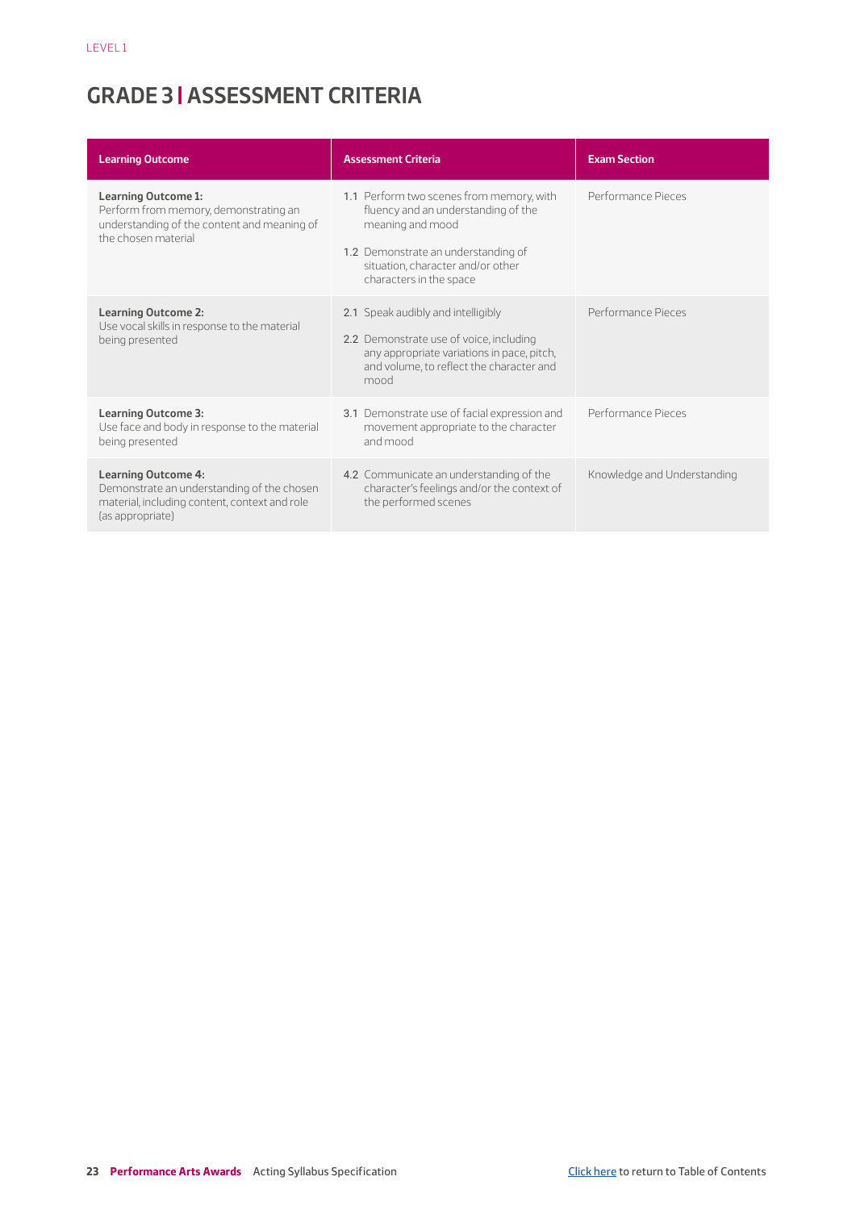LEVEL 1

# GRADE 3 | ASSESSMENT CRITERIA

| Learning Outcome | Assessment Criteria | Exam Section |
|---|---|---|
| **Learning Outcome 1:** Perform from memory, demonstrating an understanding of the content and meaning of the chosen material | 1.1 Perform two scenes from memory, with fluency and an understanding of the meaning and mood<br><br>1.2 Demonstrate an understanding of situation, character and/or other characters in the space | Performance Pieces |
| **Learning Outcome 2:** Use vocal skills in response to the material being presented | 2.1 Speak audibly and intelligibly<br><br>2.2 Demonstrate use of voice, including any appropriate variations in pace, pitch, and volume, to reflect the character and mood | Performance Pieces |
| **Learning Outcome 3:** Use face and body in response to the material being presented | 3.1 Demonstrate use of facial expression and movement appropriate to the character and mood | Performance Pieces |
| **Learning Outcome 4:** Demonstrate an understanding of the chosen material, including content, context and role (as appropriate) | 4.2 Communicate an understanding of the character's feelings and/or the context of the performed scenes | Knowledge and Understanding |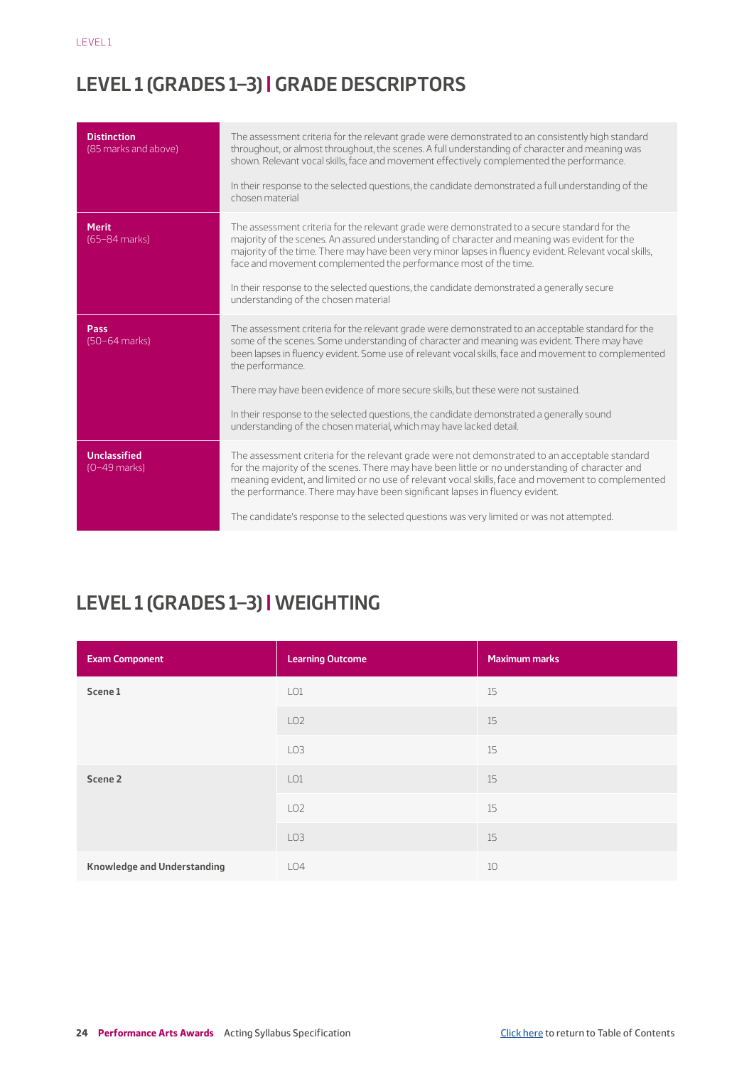## LEVEL 1 (GRADES 1–3) | GRADE DESCRIPTORS

| | |
|---|---|
| **Distinction** (85 marks and above) | The assessment criteria for the relevant grade were demonstrated to an consistently high standard throughout, or almost throughout, the scenes. A full understanding of character and meaning was shown. Relevant vocal skills, face and movement effectively complemented the performance.<br><br>In their response to the selected questions, the candidate demonstrated a full understanding of the chosen material |
| **Merit** (65–84 marks) | The assessment criteria for the relevant grade were demonstrated to a secure standard for the majority of the scenes. An assured understanding of character and meaning was evident for the majority of the time. There may have been very minor lapses in fluency evident. Relevant vocal skills, face and movement complemented the performance most of the time.<br><br>In their response to the selected questions, the candidate demonstrated a generally secure understanding of the chosen material |
| **Pass** (50–64 marks) | The assessment criteria for the relevant grade were demonstrated to an acceptable standard for the some of the scenes. Some understanding of character and meaning was evident. There may have been lapses in fluency evident. Some use of relevant vocal skills, face and movement to complemented the performance.<br><br>There may have been evidence of more secure skills, but these were not sustained.<br><br>In their response to the selected questions, the candidate demonstrated a generally sound understanding of the chosen material, which may have lacked detail. |
| **Unclassified** (0–49 marks) | The assessment criteria for the relevant grade were not demonstrated to an acceptable standard for the majority of the scenes. There may have been little or no understanding of character and meaning evident, and limited or no use of relevant vocal skills, face and movement to complemented the performance. There may have been significant lapses in fluency evident.<br><br>The candidate's response to the selected questions was very limited or was not attempted. |

## LEVEL 1 (GRADES 1–3) | WEIGHTING

| Exam Component | Learning Outcome | Maximum marks |
|---|---|---|
| **Scene 1** | LO1 | 15 |
| | LO2 | 15 |
| | LO3 | 15 |
| **Scene 2** | LO1 | 15 |
| | LO2 | 15 |
| | LO3 | 15 |
| **Knowledge and Understanding** | LO4 | 10 |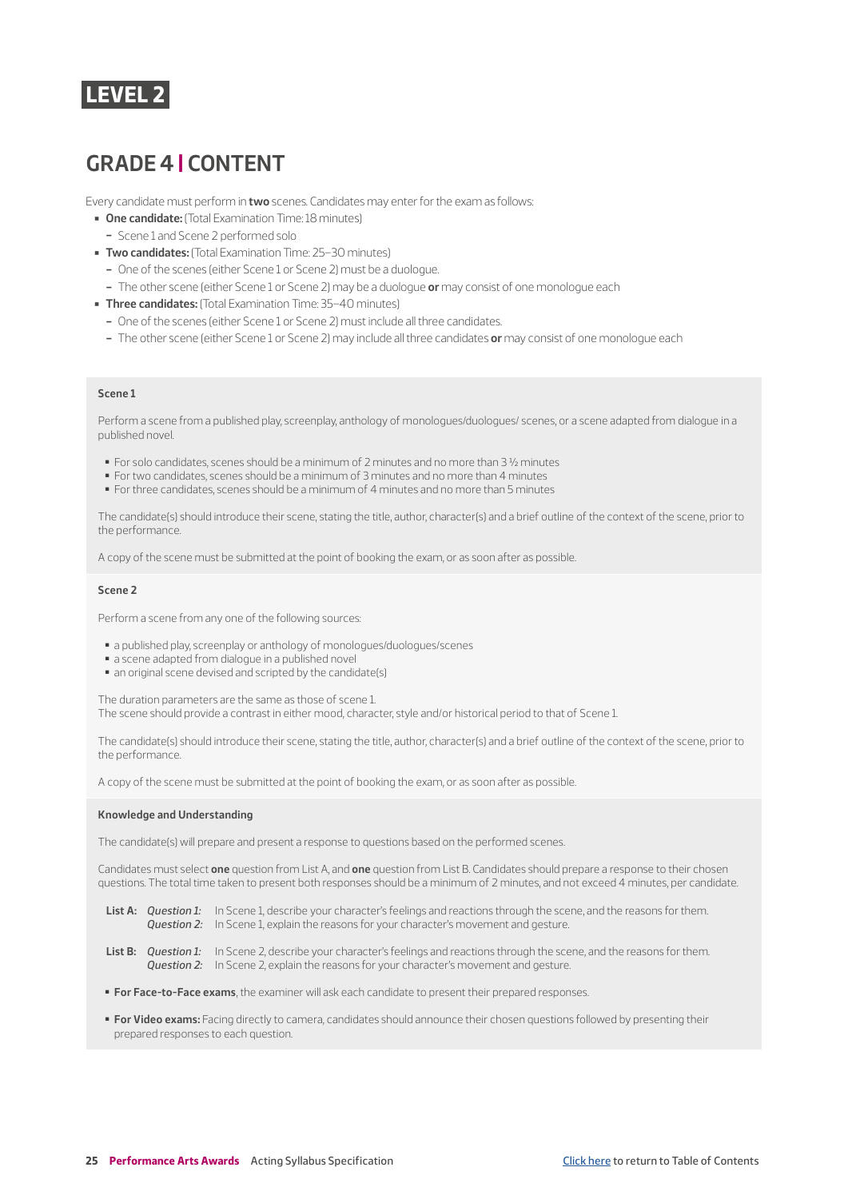# LEVEL 2

## GRADE 4 | CONTENT

Every candidate must perform in **two** scenes. Candidates may enter for the exam as follows:

- **One candidate:** (Total Examination Time: 18 minutes)
  - Scene 1 and Scene 2 performed solo
- **Two candidates:** (Total Examination Time: 25–30 minutes)
  - One of the scenes (either Scene 1 or Scene 2) must be a duologue.
  - The other scene (either Scene 1 or Scene 2) may be a duologue **or** may consist of one monologue each
- **Three candidates:** (Total Examination Time: 35–40 minutes)
  - One of the scenes (either Scene 1 or Scene 2) must include all three candidates.
  - The other scene (either Scene 1 or Scene 2) may include all three candidates **or** may consist of one monologue each

### Scene 1

Perform a scene from a published play, screenplay, anthology of monologues/duologues/ scenes, or a scene adapted from dialogue in a published novel.

- For solo candidates, scenes should be a minimum of 2 minutes and no more than 3 ½ minutes
- For two candidates, scenes should be a minimum of 3 minutes and no more than 4 minutes
- For three candidates, scenes should be a minimum of 4 minutes and no more than 5 minutes

The candidate(s) should introduce their scene, stating the title, author, character(s) and a brief outline of the context of the scene, prior to the performance.

A copy of the scene must be submitted at the point of booking the exam, or as soon after as possible.

### Scene 2

Perform a scene from any one of the following sources:

- a published play, screenplay or anthology of monologues/duologues/scenes
- a scene adapted from dialogue in a published novel
- an original scene devised and scripted by the candidate(s)

The duration parameters are the same as those of scene 1.
The scene should provide a contrast in either mood, character, style and/or historical period to that of Scene 1.

The candidate(s) should introduce their scene, stating the title, author, character(s) and a brief outline of the context of the scene, prior to the performance.

A copy of the scene must be submitted at the point of booking the exam, or as soon after as possible.

### Knowledge and Understanding

The candidate(s) will prepare and present a response to questions based on the performed scenes.

Candidates must select **one** question from List A, and **one** question from List B. Candidates should prepare a response to their chosen questions. The total time taken to present both responses should be a minimum of 2 minutes, and not exceed 4 minutes, per candidate.

**List A:** *Question 1:* In Scene 1, describe your character's feelings and reactions through the scene, and the reasons for them.
*Question 2:* In Scene 1, explain the reasons for your character's movement and gesture.

**List B:** *Question 1:* In Scene 2, describe your character's feelings and reactions through the scene, and the reasons for them.
*Question 2:* In Scene 2, explain the reasons for your character's movement and gesture.

- **For Face-to-Face exams**, the examiner will ask each candidate to present their prepared responses.
- **For Video exams:** Facing directly to camera, candidates should announce their chosen questions followed by presenting their prepared responses to each question.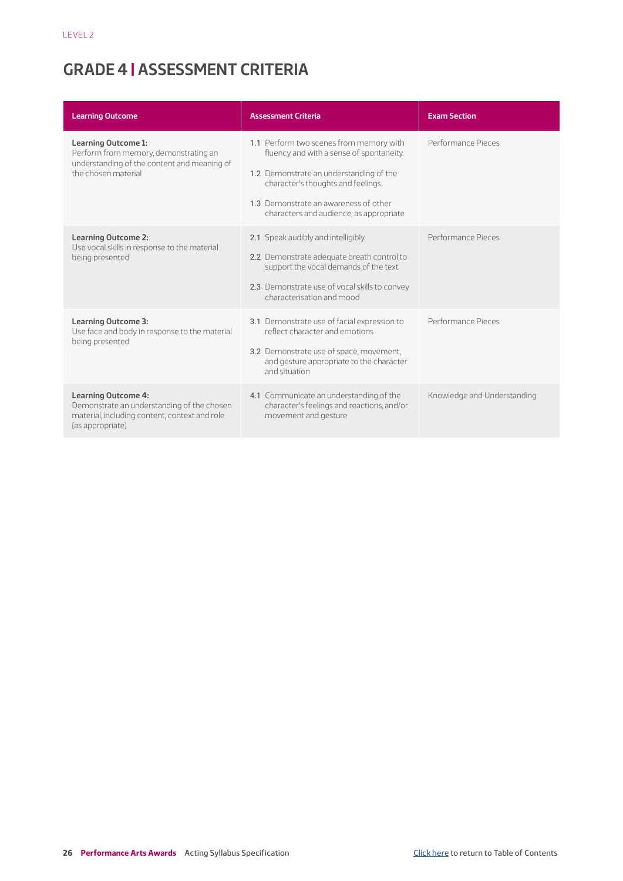LEVEL 2

# GRADE 4 | ASSESSMENT CRITERIA

| Learning Outcome | Assessment Criteria | Exam Section |
|---|---|---|
| **Learning Outcome 1:** Perform from memory, demonstrating an understanding of the content and meaning of the chosen material | 1.1 Perform two scenes from memory with fluency and with a sense of spontaneity.<br><br>1.2 Demonstrate an understanding of the character's thoughts and feelings.<br><br>1.3 Demonstrate an awareness of other characters and audience, as appropriate | Performance Pieces |
| **Learning Outcome 2:** Use vocal skills in response to the material being presented | 2.1 Speak audibly and intelligibly<br><br>2.2 Demonstrate adequate breath control to support the vocal demands of the text<br><br>2.3 Demonstrate use of vocal skills to convey characterisation and mood | Performance Pieces |
| **Learning Outcome 3:** Use face and body in response to the material being presented | 3.1 Demonstrate use of facial expression to reflect character and emotions<br><br>3.2 Demonstrate use of space, movement, and gesture appropriate to the character and situation | Performance Pieces |
| **Learning Outcome 4:** Demonstrate an understanding of the chosen material, including content, context and role (as appropriate) | 4.1 Communicate an understanding of the character's feelings and reactions, and/or movement and gesture | Knowledge and Understanding |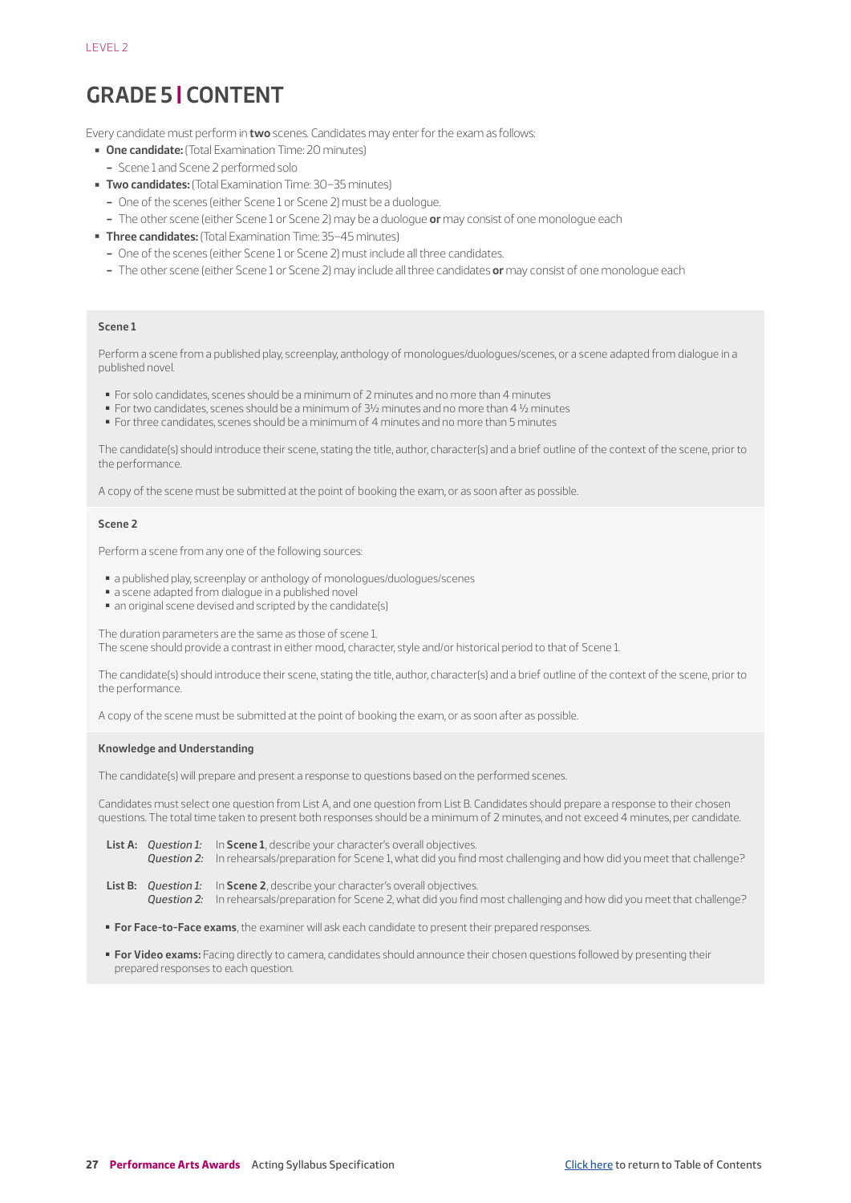LEVEL 2

# GRADE 5 | CONTENT

Every candidate must perform in **two** scenes. Candidates may enter for the exam as follows:

- **One candidate:** (Total Examination Time: 20 minutes)
  - Scene 1 and Scene 2 performed solo
- **Two candidates:** (Total Examination Time: 30–35 minutes)
  - One of the scenes (either Scene 1 or Scene 2) must be a duologue.
  - The other scene (either Scene 1 or Scene 2) may be a duologue **or** may consist of one monologue each
- **Three candidates:** (Total Examination Time: 35–45 minutes)
  - One of the scenes (either Scene 1 or Scene 2) must include all three candidates.
  - The other scene (either Scene 1 or Scene 2) may include all three candidates **or** may consist of one monologue each

### Scene 1

Perform a scene from a published play, screenplay, anthology of monologues/duologues/scenes, or a scene adapted from dialogue in a published novel.

- For solo candidates, scenes should be a minimum of 2 minutes and no more than 4 minutes
- For two candidates, scenes should be a minimum of 3½ minutes and no more than 4 ½ minutes
- For three candidates, scenes should be a minimum of 4 minutes and no more than 5 minutes

The candidate(s) should introduce their scene, stating the title, author, character(s) and a brief outline of the context of the scene, prior to the performance.

A copy of the scene must be submitted at the point of booking the exam, or as soon after as possible.

### Scene 2

Perform a scene from any one of the following sources:

- a published play, screenplay or anthology of monologues/duologues/scenes
- a scene adapted from dialogue in a published novel
- an original scene devised and scripted by the candidate(s)

The duration parameters are the same as those of scene 1.
The scene should provide a contrast in either mood, character, style and/or historical period to that of Scene 1.

The candidate(s) should introduce their scene, stating the title, author, character(s) and a brief outline of the context of the scene, prior to the performance.

A copy of the scene must be submitted at the point of booking the exam, or as soon after as possible.

### Knowledge and Understanding

The candidate(s) will prepare and present a response to questions based on the performed scenes.

Candidates must select one question from List A, and one question from List B. Candidates should prepare a response to their chosen questions. The total time taken to present both responses should be a minimum of 2 minutes, and not exceed 4 minutes, per candidate.

**List A:** *Question 1:* In **Scene 1**, describe your character's overall objectives.
*Question 2:* In rehearsals/preparation for Scene 1, what did you find most challenging and how did you meet that challenge?

**List B:** *Question 1:* In **Scene 2**, describe your character's overall objectives.
*Question 2:* In rehearsals/preparation for Scene 2, what did you find most challenging and how did you meet that challenge?

- **For Face-to-Face exams**, the examiner will ask each candidate to present their prepared responses.
- **For Video exams:** Facing directly to camera, candidates should announce their chosen questions followed by presenting their prepared responses to each question.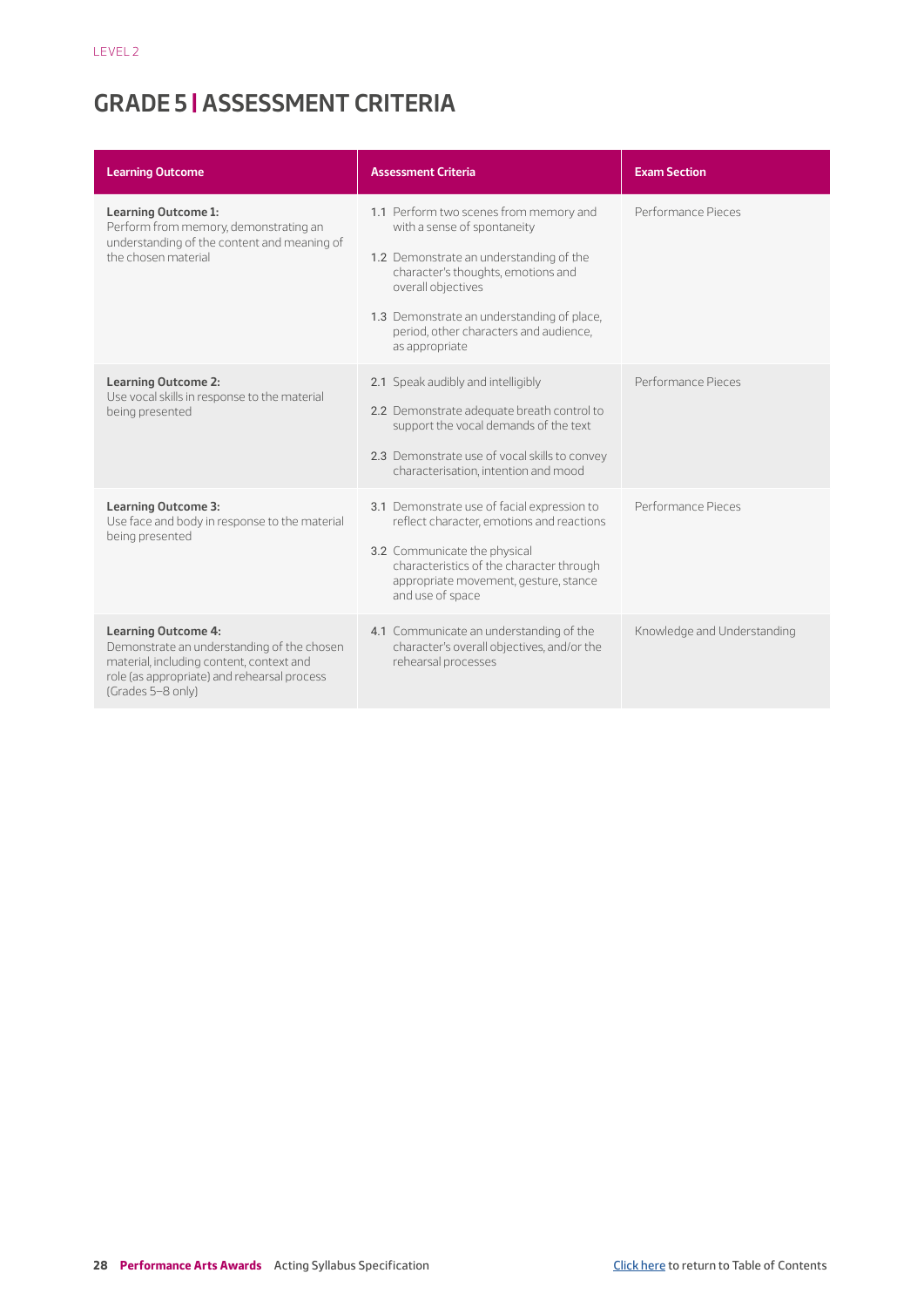LEVEL 2

# GRADE 5 | ASSESSMENT CRITERIA

| Learning Outcome | Assessment Criteria | Exam Section |
|---|---|---|
| **Learning Outcome 1:** Perform from memory, demonstrating an understanding of the content and meaning of the chosen material | 1.1 Perform two scenes from memory and with a sense of spontaneity<br><br>1.2 Demonstrate an understanding of the character's thoughts, emotions and overall objectives<br><br>1.3 Demonstrate an understanding of place, period, other characters and audience, as appropriate | Performance Pieces |
| **Learning Outcome 2:** Use vocal skills in response to the material being presented | 2.1 Speak audibly and intelligibly<br><br>2.2 Demonstrate adequate breath control to support the vocal demands of the text<br><br>2.3 Demonstrate use of vocal skills to convey characterisation, intention and mood | Performance Pieces |
| **Learning Outcome 3:** Use face and body in response to the material being presented | 3.1 Demonstrate use of facial expression to reflect character, emotions and reactions<br><br>3.2 Communicate the physical characteristics of the character through appropriate movement, gesture, stance and use of space | Performance Pieces |
| **Learning Outcome 4:** Demonstrate an understanding of the chosen material, including content, context and role (as appropriate) and rehearsal process (Grades 5–8 only) | 4.1 Communicate an understanding of the character's overall objectives, and/or the rehearsal processes | Knowledge and Understanding |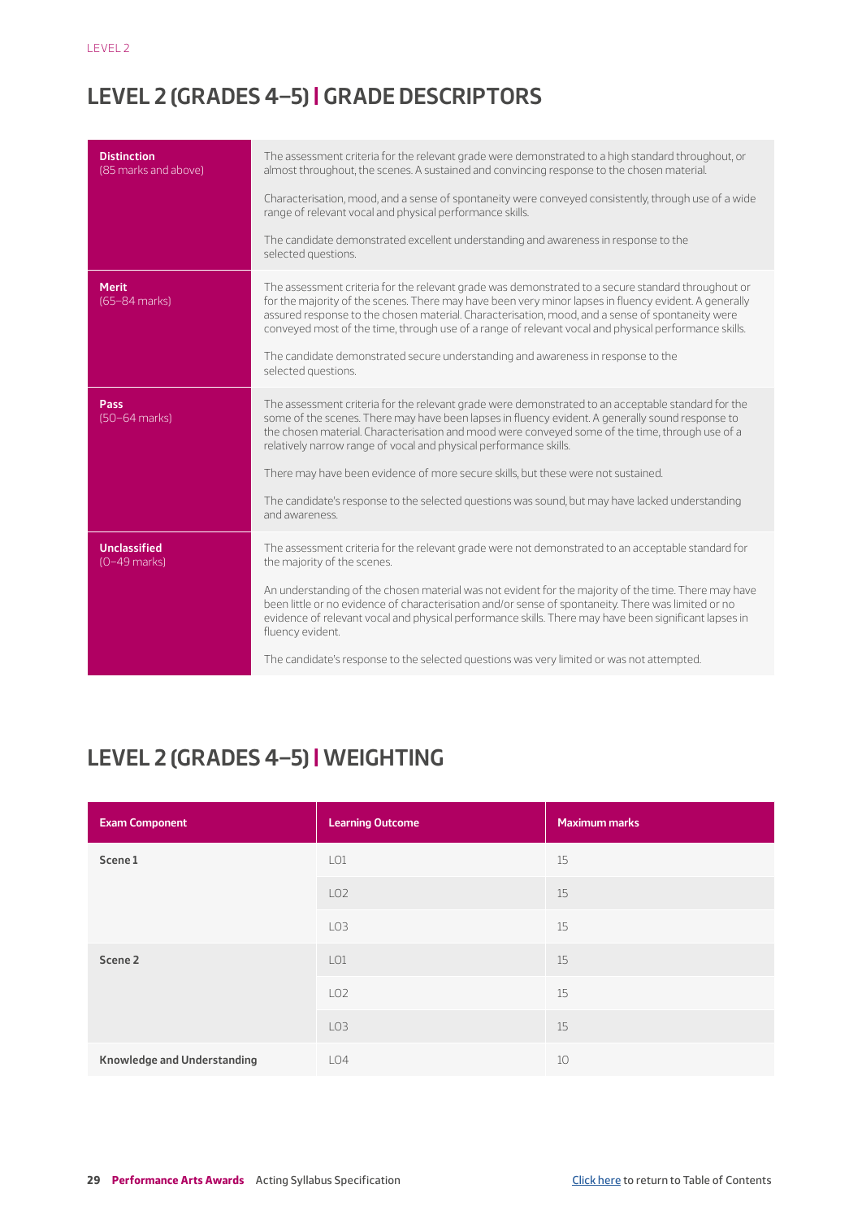## LEVEL 2 (GRADES 4–5) | GRADE DESCRIPTORS

| | |
|---|---|
| **Distinction** (85 marks and above) | The assessment criteria for the relevant grade were demonstrated to a high standard throughout, or almost throughout, the scenes. A sustained and convincing response to the chosen material.<br><br>Characterisation, mood, and a sense of spontaneity were conveyed consistently, through use of a wide range of relevant vocal and physical performance skills.<br><br>The candidate demonstrated excellent understanding and awareness in response to the selected questions. |
| **Merit** (65–84 marks) | The assessment criteria for the relevant grade was demonstrated to a secure standard throughout or for the majority of the scenes. There may have been very minor lapses in fluency evident. A generally assured response to the chosen material. Characterisation, mood, and a sense of spontaneity were conveyed most of the time, through use of a range of relevant vocal and physical performance skills.<br><br>The candidate demonstrated secure understanding and awareness in response to the selected questions. |
| **Pass** (50–64 marks) | The assessment criteria for the relevant grade were demonstrated to an acceptable standard for the some of the scenes. There may have been lapses in fluency evident. A generally sound response to the chosen material. Characterisation and mood were conveyed some of the time, through use of a relatively narrow range of vocal and physical performance skills.<br><br>There may have been evidence of more secure skills, but these were not sustained.<br><br>The candidate's response to the selected questions was sound, but may have lacked understanding and awareness. |
| **Unclassified** (0–49 marks) | The assessment criteria for the relevant grade were not demonstrated to an acceptable standard for the majority of the scenes.<br><br>An understanding of the chosen material was not evident for the majority of the time. There may have been little or no evidence of characterisation and/or sense of spontaneity. There was limited or no evidence of relevant vocal and physical performance skills. There may have been significant lapses in fluency evident.<br><br>The candidate's response to the selected questions was very limited or was not attempted. |

## LEVEL 2 (GRADES 4–5) | WEIGHTING

| Exam Component | Learning Outcome | Maximum marks |
|---|---|---|
| **Scene 1** | LO1 | 15 |
| | LO2 | 15 |
| | LO3 | 15 |
| **Scene 2** | LO1 | 15 |
| | LO2 | 15 |
| | LO3 | 15 |
| **Knowledge and Understanding** | LO4 | 10 |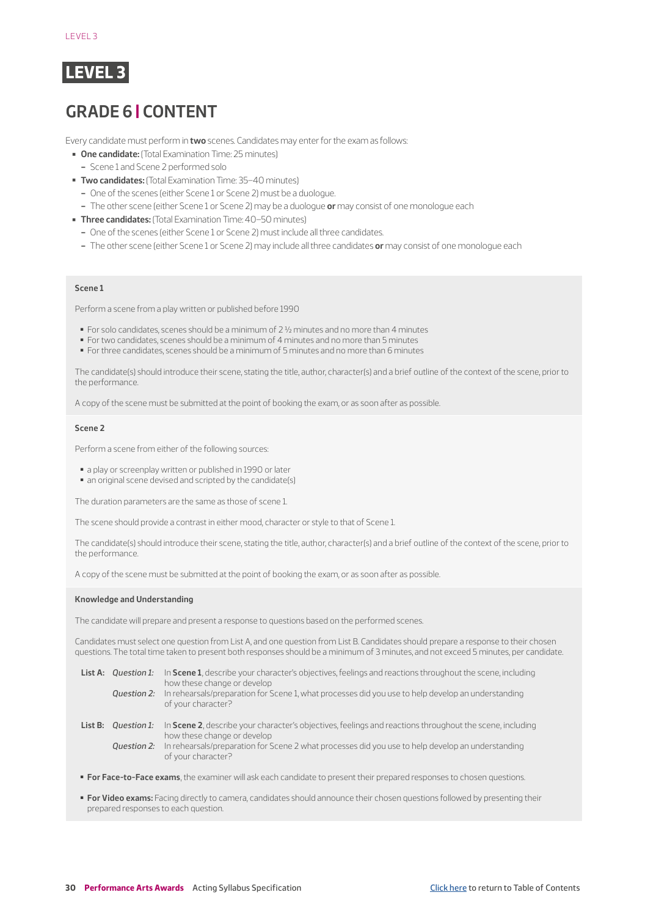# LEVEL 3

## GRADE 6 | CONTENT

Every candidate must perform in **two** scenes. Candidates may enter for the exam as follows:

- **One candidate:** (Total Examination Time: 25 minutes)
  - Scene 1 and Scene 2 performed solo
- **Two candidates:** (Total Examination Time: 35–40 minutes)
  - One of the scenes (either Scene 1 or Scene 2) must be a duologue.
  - The other scene (either Scene 1 or Scene 2) may be a duologue **or** may consist of one monologue each
- **Three candidates:** (Total Examination Time: 40–50 minutes)
  - One of the scenes (either Scene 1 or Scene 2) must include all three candidates.
  - The other scene (either Scene 1 or Scene 2) may include all three candidates **or** may consist of one monologue each

### Scene 1

Perform a scene from a play written or published before 1990

- For solo candidates, scenes should be a minimum of 2 ½ minutes and no more than 4 minutes
- For two candidates, scenes should be a minimum of 4 minutes and no more than 5 minutes
- For three candidates, scenes should be a minimum of 5 minutes and no more than 6 minutes

The candidate(s) should introduce their scene, stating the title, author, character(s) and a brief outline of the context of the scene, prior to the performance.

A copy of the scene must be submitted at the point of booking the exam, or as soon after as possible.

### Scene 2

Perform a scene from either of the following sources:

- a play or screenplay written or published in 1990 or later
- an original scene devised and scripted by the candidate(s)

The duration parameters are the same as those of scene 1.

The scene should provide a contrast in either mood, character or style to that of Scene 1.

The candidate(s) should introduce their scene, stating the title, author, character(s) and a brief outline of the context of the scene, prior to the performance.

A copy of the scene must be submitted at the point of booking the exam, or as soon after as possible.

### Knowledge and Understanding

The candidate will prepare and present a response to questions based on the performed scenes.

Candidates must select one question from List A, and one question from List B. Candidates should prepare a response to their chosen questions. The total time taken to present both responses should be a minimum of 3 minutes, and not exceed 5 minutes, per candidate.

**List A:**
- *Question 1:* In **Scene 1**, describe your character's objectives, feelings and reactions throughout the scene, including how these change or develop
- *Question 2:* In rehearsals/preparation for Scene 1, what processes did you use to help develop an understanding of your character?

**List B:**
- *Question 1:* In **Scene 2**, describe your character's objectives, feelings and reactions throughout the scene, including how these change or develop
- *Question 2:* In rehearsals/preparation for Scene 2 what processes did you use to help develop an understanding of your character?

- **For Face-to-Face exams**, the examiner will ask each candidate to present their prepared responses to chosen questions.
- **For Video exams:** Facing directly to camera, candidates should announce their chosen questions followed by presenting their prepared responses to each question.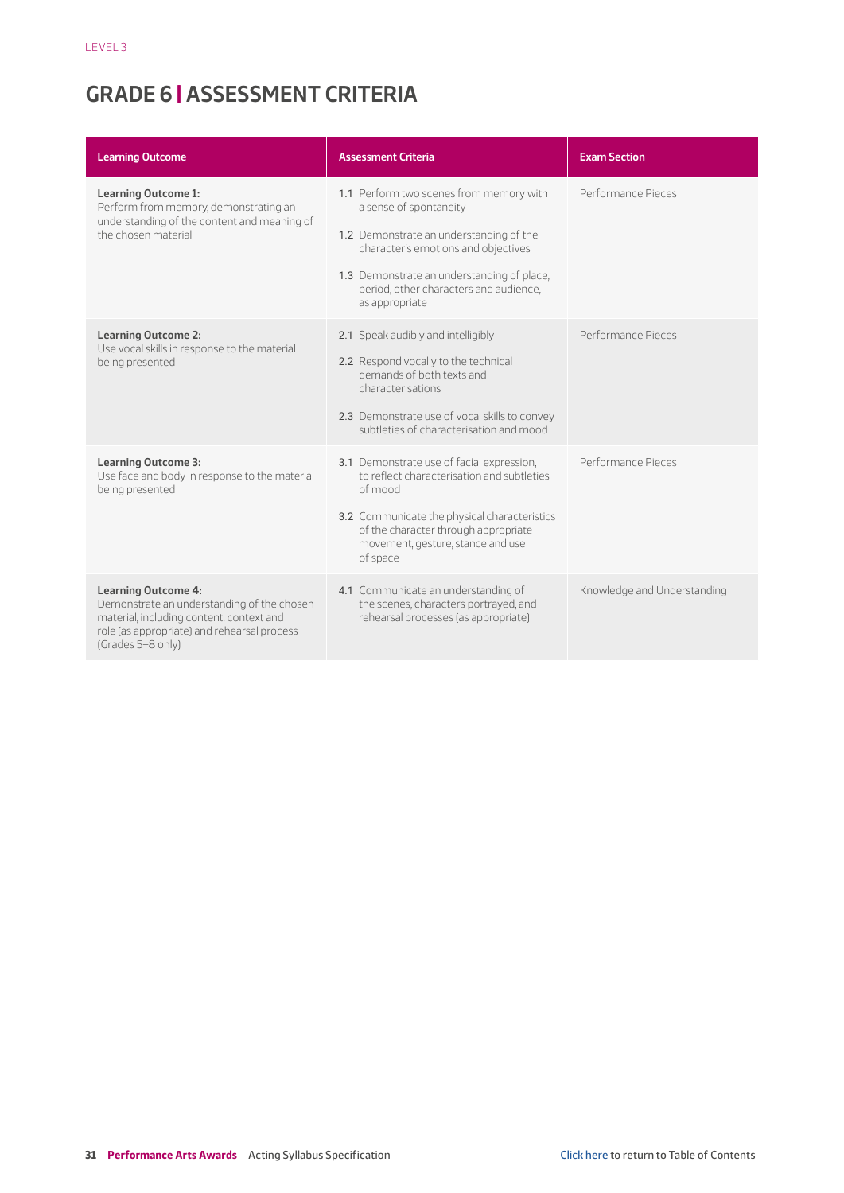LEVEL 3

# GRADE 6 | ASSESSMENT CRITERIA

| Learning Outcome | Assessment Criteria | Exam Section |
|---|---|---|
| **Learning Outcome 1:** Perform from memory, demonstrating an understanding of the content and meaning of the chosen material | 1.1 Perform two scenes from memory with a sense of spontaneity<br><br>1.2 Demonstrate an understanding of the character's emotions and objectives<br><br>1.3 Demonstrate an understanding of place, period, other characters and audience, as appropriate | Performance Pieces |
| **Learning Outcome 2:** Use vocal skills in response to the material being presented | 2.1 Speak audibly and intelligibly<br><br>2.2 Respond vocally to the technical demands of both texts and characterisations<br><br>2.3 Demonstrate use of vocal skills to convey subtleties of characterisation and mood | Performance Pieces |
| **Learning Outcome 3:** Use face and body in response to the material being presented | 3.1 Demonstrate use of facial expression, to reflect characterisation and subtleties of mood<br><br>3.2 Communicate the physical characteristics of the character through appropriate movement, gesture, stance and use of space | Performance Pieces |
| **Learning Outcome 4:** Demonstrate an understanding of the chosen material, including content, context and role (as appropriate) and rehearsal process (Grades 5–8 only) | 4.1 Communicate an understanding of the scenes, characters portrayed, and rehearsal processes (as appropriate) | Knowledge and Understanding |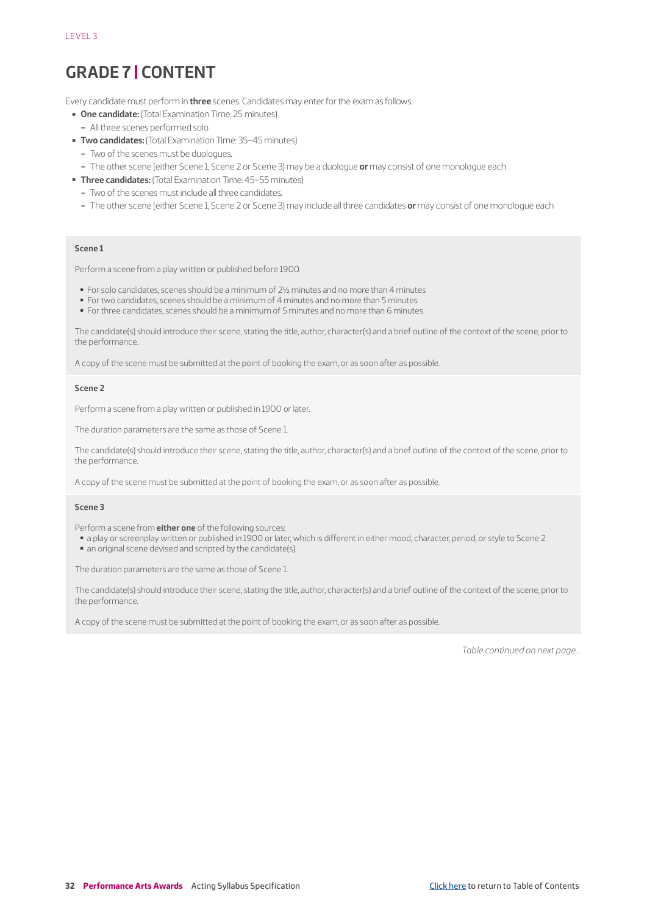LEVEL 3

# GRADE 7 | CONTENT

Every candidate must perform in **three** scenes. Candidates may enter for the exam as follows:

- **One candidate:** (Total Examination Time: 25 minutes)
  - All three scenes performed solo
- **Two candidates:** (Total Examination Time: 35–45 minutes)
  - Two of the scenes must be duologues.
  - The other scene (either Scene 1, Scene 2 or Scene 3) may be a duologue **or** may consist of one monologue each
- **Three candidates:** (Total Examination Time: 45–55 minutes)
  - Two of the scenes must include all three candidates.
  - The other scene (either Scene 1, Scene 2 or Scene 3) may include all three candidates **or** may consist of one monologue each

| |
|---|
| **Scene 1**<br><br>Perform a scene from a play written or published before 1900.<br><br>▪ For solo candidates, scenes should be a minimum of 2½ minutes and no more than 4 minutes<br>▪ For two candidates, scenes should be a minimum of 4 minutes and no more than 5 minutes<br>▪ For three candidates, scenes should be a minimum of 5 minutes and no more than 6 minutes<br><br>The candidate(s) should introduce their scene, stating the title, author, character(s) and a brief outline of the context of the scene, prior to the performance.<br><br>A copy of the scene must be submitted at the point of booking the exam, or as soon after as possible. |
| **Scene 2**<br><br>Perform a scene from a play written or published in 1900 or later.<br><br>The duration parameters are the same as those of Scene 1.<br><br>The candidate(s) should introduce their scene, stating the title, author, character(s) and a brief outline of the context of the scene, prior to the performance.<br><br>A copy of the scene must be submitted at the point of booking the exam, or as soon after as possible. |
| **Scene 3**<br><br>Perform a scene from **either one** of the following sources:<br>▪ a play or screenplay written or published in 1900 or later, which is different in either mood, character, period, or style to Scene 2.<br>▪ an original scene devised and scripted by the candidate(s)<br><br>The duration parameters are the same as those of Scene 1.<br><br>The candidate(s) should introduce their scene, stating the title, author, character(s) and a brief outline of the context of the scene, prior to the performance.<br><br>A copy of the scene must be submitted at the point of booking the exam, or as soon after as possible. |

*Table continued on next page...*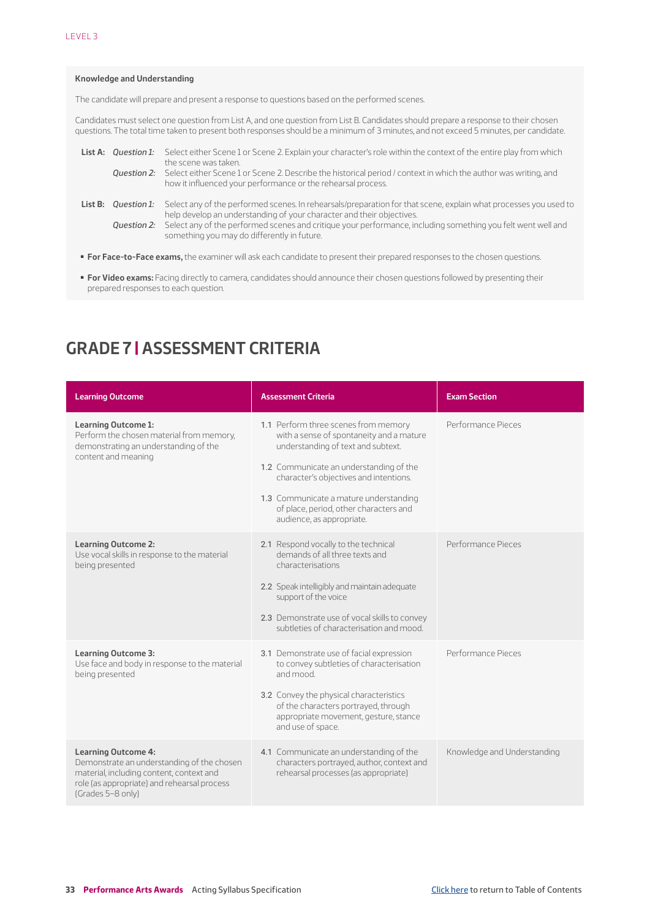**Knowledge and Understanding**

The candidate will prepare and present a response to questions based on the performed scenes.

Candidates must select one question from List A, and one question from List B. Candidates should prepare a response to their chosen questions. The total time taken to present both responses should be a minimum of 3 minutes, and not exceed 5 minutes, per candidate.

**List A:** *Question 1:* Select either Scene 1 or Scene 2. Explain your character's role within the context of the entire play from which the scene was taken.

*Question 2:* Select either Scene 1 or Scene 2. Describe the historical period / context in which the author was writing, and how it influenced your performance or the rehearsal process.

**List B:** *Question 1:* Select any of the performed scenes. In rehearsals/preparation for that scene, explain what processes you used to help develop an understanding of your character and their objectives.

*Question 2:* Select any of the performed scenes and critique your performance, including something you felt went well and something you may do differently in future.

- **For Face-to-Face exams,** the examiner will ask each candidate to present their prepared responses to the chosen questions.
- **For Video exams:** Facing directly to camera, candidates should announce their chosen questions followed by presenting their prepared responses to each question.

## GRADE 7 | ASSESSMENT CRITERIA

| Learning Outcome | Assessment Criteria | Exam Section |
|---|---|---|
| **Learning Outcome 1:** Perform the chosen material from memory, demonstrating an understanding of the content and meaning | 1.1 Perform three scenes from memory with a sense of spontaneity and a mature understanding of text and subtext.<br><br>1.2 Communicate an understanding of the character's objectives and intentions.<br><br>1.3 Communicate a mature understanding of place, period, other characters and audience, as appropriate. | Performance Pieces |
| **Learning Outcome 2:** Use vocal skills in response to the material being presented | 2.1 Respond vocally to the technical demands of all three texts and characterisations<br><br>2.2 Speak intelligibly and maintain adequate support of the voice<br><br>2.3 Demonstrate use of vocal skills to convey subtleties of characterisation and mood. | Performance Pieces |
| **Learning Outcome 3:** Use face and body in response to the material being presented | 3.1 Demonstrate use of facial expression to convey subtleties of characterisation and mood.<br><br>3.2 Convey the physical characteristics of the characters portrayed, through appropriate movement, gesture, stance and use of space. | Performance Pieces |
| **Learning Outcome 4:** Demonstrate an understanding of the chosen material, including content, context and role (as appropriate) and rehearsal process (Grades 5–8 only) | 4.1 Communicate an understanding of the characters portrayed, author, context and rehearsal processes (as appropriate) | Knowledge and Understanding |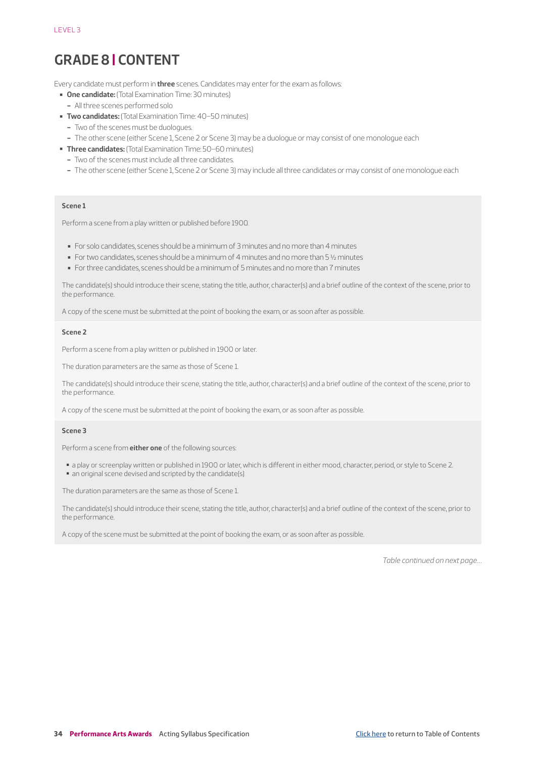# GRADE 8 | CONTENT

Every candidate must perform in **three** scenes. Candidates may enter for the exam as follows:

- **One candidate:** (Total Examination Time: 30 minutes)
  - All three scenes performed solo
- **Two candidates:** (Total Examination Time: 40–50 minutes)
  - Two of the scenes must be duologues.
  - The other scene (either Scene 1, Scene 2 or Scene 3) may be a duologue or may consist of one monologue each
- **Three candidates:** (Total Examination Time: 50–60 minutes)
  - Two of the scenes must include all three candidates.
  - The other scene (either Scene 1, Scene 2 or Scene 3) may include all three candidates or may consist of one monologue each

**Scene 1**

Perform a scene from a play written or published before 1900.

- For solo candidates, scenes should be a minimum of 3 minutes and no more than 4 minutes
- For two candidates, scenes should be a minimum of 4 minutes and no more than 5 ½ minutes
- For three candidates, scenes should be a minimum of 5 minutes and no more than 7 minutes

The candidate(s) should introduce their scene, stating the title, author, character(s) and a brief outline of the context of the scene, prior to the performance.

A copy of the scene must be submitted at the point of booking the exam, or as soon after as possible.

**Scene 2**

Perform a scene from a play written or published in 1900 or later.

The duration parameters are the same as those of Scene 1.

The candidate(s) should introduce their scene, stating the title, author, character(s) and a brief outline of the context of the scene, prior to the performance.

A copy of the scene must be submitted at the point of booking the exam, or as soon after as possible.

**Scene 3**

Perform a scene from **either one** of the following sources:

- a play or screenplay written or published in 1900 or later, which is different in either mood, character, period, or style to Scene 2.
- an original scene devised and scripted by the candidate(s)

The duration parameters are the same as those of Scene 1.

The candidate(s) should introduce their scene, stating the title, author, character(s) and a brief outline of the context of the scene, prior to the performance.

A copy of the scene must be submitted at the point of booking the exam, or as soon after as possible.

*Table continued on next page...*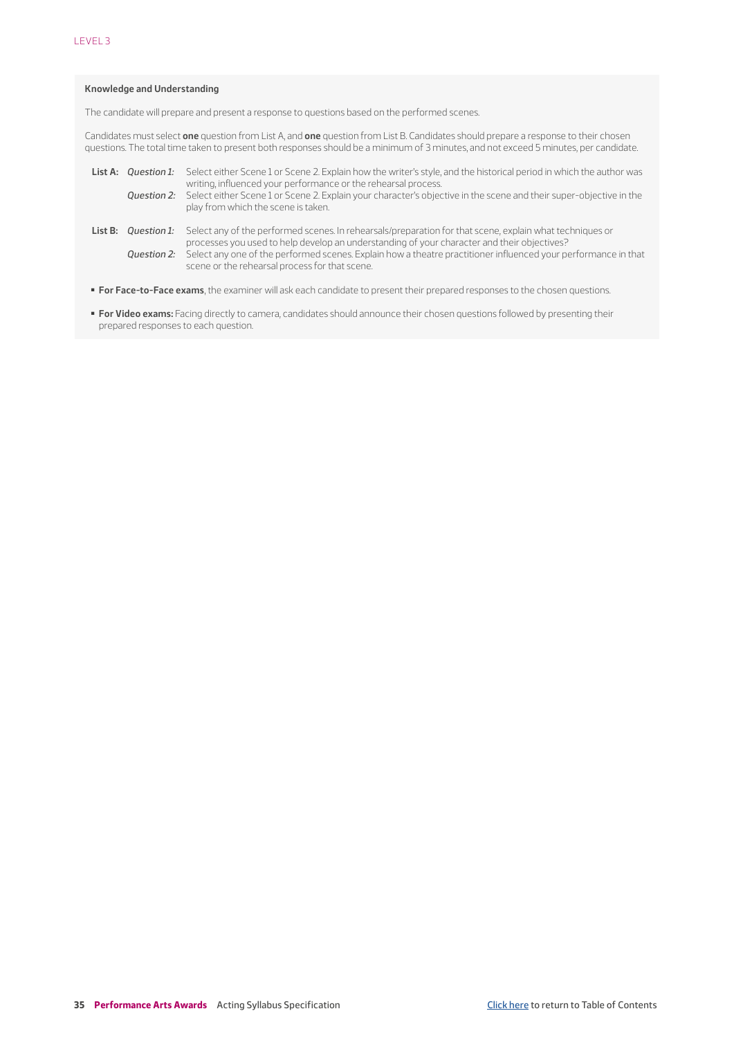### Knowledge and Understanding

The candidate will prepare and present a response to questions based on the performed scenes.

Candidates must select **one** question from List A, and **one** question from List B. Candidates should prepare a response to their chosen questions. The total time taken to present both responses should be a minimum of 3 minutes, and not exceed 5 minutes, per candidate.

**List A:**

- *Question 1:* Select either Scene 1 or Scene 2. Explain how the writer's style, and the historical period in which the author was writing, influenced your performance or the rehearsal process.
- *Question 2:* Select either Scene 1 or Scene 2. Explain your character's objective in the scene and their super-objective in the play from which the scene is taken.

**List B:**

- *Question 1:* Select any of the performed scenes. In rehearsals/preparation for that scene, explain what techniques or processes you used to help develop an understanding of your character and their objectives?
- *Question 2:* Select any one of the performed scenes. Explain how a theatre practitioner influenced your performance in that scene or the rehearsal process for that scene.

- **For Face-to-Face exams**, the examiner will ask each candidate to present their prepared responses to the chosen questions.
- **For Video exams:** Facing directly to camera, candidates should announce their chosen questions followed by presenting their prepared responses to each question.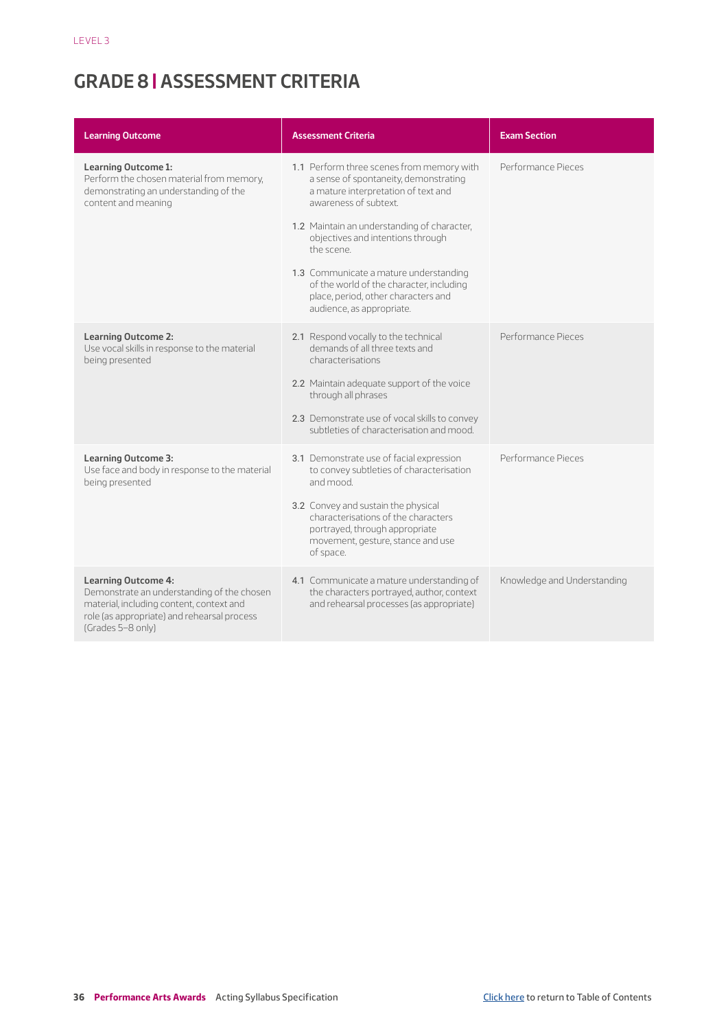LEVEL 3

# GRADE 8 | ASSESSMENT CRITERIA

| Learning Outcome | Assessment Criteria | Exam Section |
|---|---|---|
| **Learning Outcome 1:** Perform the chosen material from memory, demonstrating an understanding of the content and meaning | 1.1 Perform three scenes from memory with a sense of spontaneity, demonstrating a mature interpretation of text and awareness of subtext. <br> 1.2 Maintain an understanding of character, objectives and intentions through the scene. <br> 1.3 Communicate a mature understanding of the world of the character, including place, period, other characters and audience, as appropriate. | Performance Pieces |
| **Learning Outcome 2:** Use vocal skills in response to the material being presented | 2.1 Respond vocally to the technical demands of all three texts and characterisations <br> 2.2 Maintain adequate support of the voice through all phrases <br> 2.3 Demonstrate use of vocal skills to convey subtleties of characterisation and mood. | Performance Pieces |
| **Learning Outcome 3:** Use face and body in response to the material being presented | 3.1 Demonstrate use of facial expression to convey subtleties of characterisation and mood. <br> 3.2 Convey and sustain the physical characterisations of the characters portrayed, through appropriate movement, gesture, stance and use of space. | Performance Pieces |
| **Learning Outcome 4:** Demonstrate an understanding of the chosen material, including content, context and role (as appropriate) and rehearsal process (Grades 5–8 only) | 4.1 Communicate a mature understanding of the characters portrayed, author, context and rehearsal processes (as appropriate) | Knowledge and Understanding |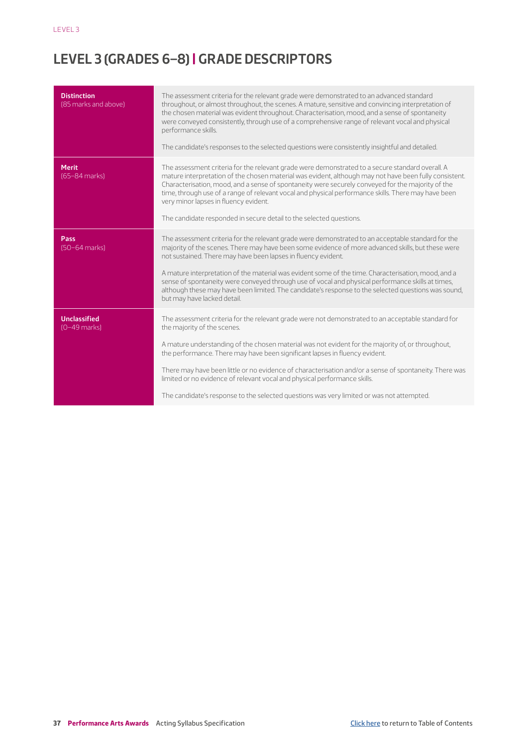# LEVEL 3 (GRADES 6–8) | GRADE DESCRIPTORS

| | |
|---|---|
| **Distinction** (85 marks and above) | The assessment criteria for the relevant grade were demonstrated to an advanced standard throughout, or almost throughout, the scenes. A mature, sensitive and convincing interpretation of the chosen material was evident throughout. Characterisation, mood, and a sense of spontaneity were conveyed consistently, through use of a comprehensive range of relevant vocal and physical performance skills.<br><br>The candidate's responses to the selected questions were consistently insightful and detailed. |
| **Merit** (65–84 marks) | The assessment criteria for the relevant grade were demonstrated to a secure standard overall. A mature interpretation of the chosen material was evident, although may not have been fully consistent. Characterisation, mood, and a sense of spontaneity were securely conveyed for the majority of the time, through use of a range of relevant vocal and physical performance skills. There may have been very minor lapses in fluency evident.<br><br>The candidate responded in secure detail to the selected questions. |
| **Pass** (50–64 marks) | The assessment criteria for the relevant grade were demonstrated to an acceptable standard for the majority of the scenes. There may have been some evidence of more advanced skills, but these were not sustained. There may have been lapses in fluency evident.<br><br>A mature interpretation of the material was evident some of the time. Characterisation, mood, and a sense of spontaneity were conveyed through use of vocal and physical performance skills at times, although these may have been limited. The candidate's response to the selected questions was sound, but may have lacked detail. |
| **Unclassified** (0–49 marks) | The assessment criteria for the relevant grade were not demonstrated to an acceptable standard for the majority of the scenes.<br><br>A mature understanding of the chosen material was not evident for the majority of, or throughout, the performance. There may have been significant lapses in fluency evident.<br><br>There may have been little or no evidence of characterisation and/or a sense of spontaneity. There was limited or no evidence of relevant vocal and physical performance skills.<br><br>The candidate's response to the selected questions was very limited or was not attempted. |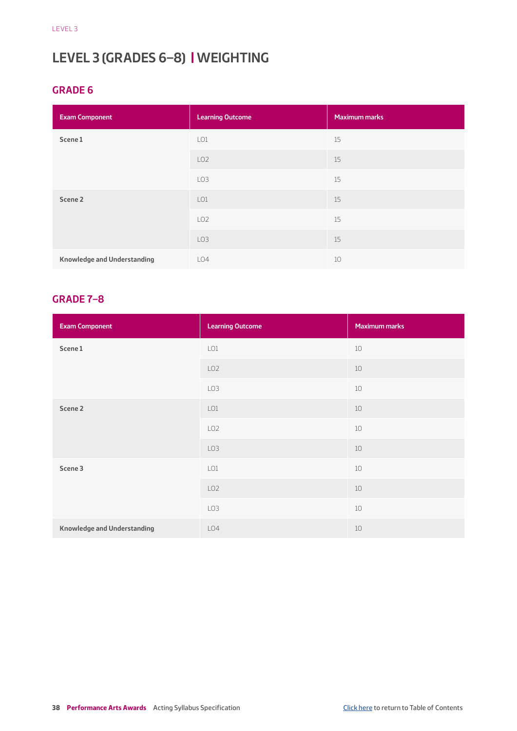# LEVEL 3 (GRADES 6–8) | WEIGHTING

## GRADE 6

| Exam Component | Learning Outcome | Maximum marks |
|---|---|---|
| **Scene 1** | LO1 | 15 |
| | LO2 | 15 |
| | LO3 | 15 |
| **Scene 2** | LO1 | 15 |
| | LO2 | 15 |
| | LO3 | 15 |
| **Knowledge and Understanding** | LO4 | 10 |

## GRADE 7–8

| Exam Component | Learning Outcome | Maximum marks |
|---|---|---|
| **Scene 1** | LO1 | 10 |
| | LO2 | 10 |
| | LO3 | 10 |
| **Scene 2** | LO1 | 10 |
| | LO2 | 10 |
| | LO3 | 10 |
| **Scene 3** | LO1 | 10 |
| | LO2 | 10 |
| | LO3 | 10 |
| **Knowledge and Understanding** | LO4 | 10 |